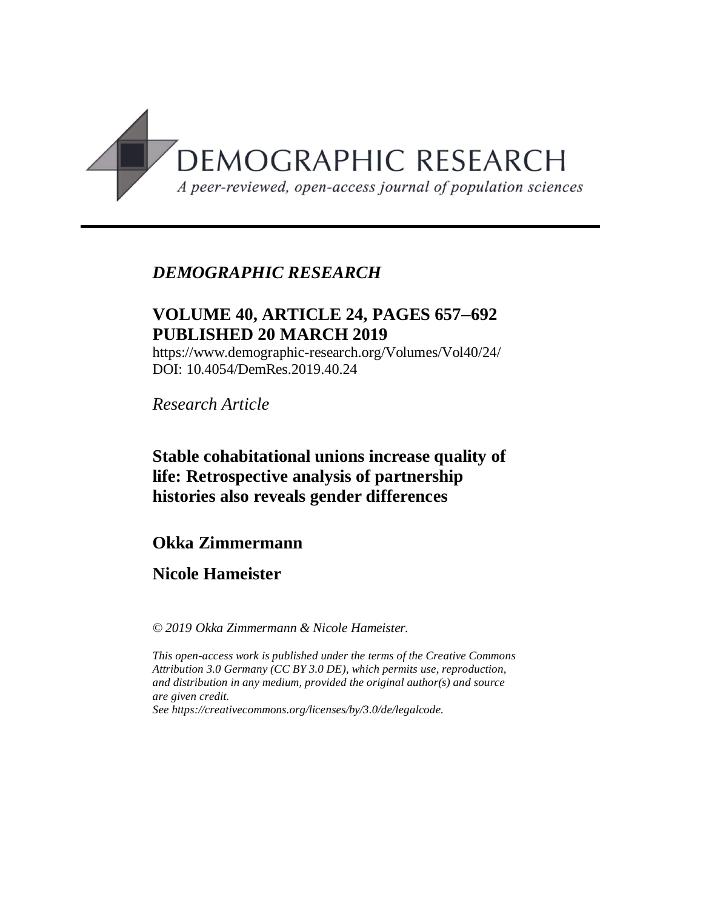DEMOGRAPHIC RESEARCH

*A peer-reviewed, open-access journal of population sciences*

---

*DEMOGRAPHIC RESEARCH*

**VOLUME 40, ARTICLE 24, PAGES 657–692**
**PUBLISHED 20 MARCH 2019**

https://www.demographic-research.org/Volumes/Vol40/24/
DOI: 10.4054/DemRes.2019.40.24

*Research Article*

# Stable cohabitational unions increase quality of life: Retrospective analysis of partnership histories also reveals gender differences

**Okka Zimmermann**

**Nicole Hameister**

*© 2019 Okka Zimmermann & Nicole Hameister.*

*This open-access work is published under the terms of the Creative Commons Attribution 3.0 Germany (CC BY 3.0 DE), which permits use, reproduction, and distribution in any medium, provided the original author(s) and source are given credit.*
*See https://creativecommons.org/licenses/by/3.0/de/legalcode.*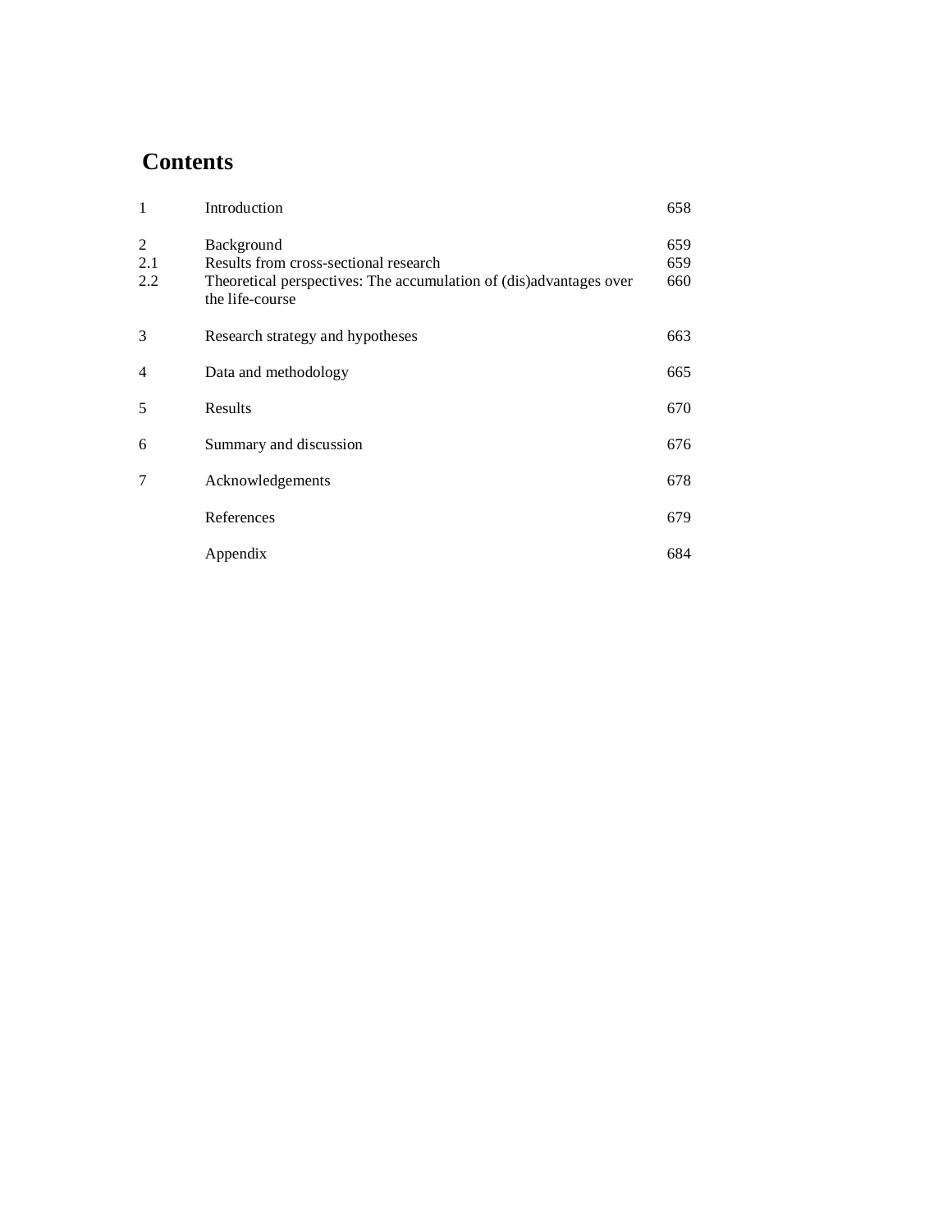# Contents

| | | |
|---|---|---|
| 1 | Introduction | 658 |
| 2 | Background | 659 |
| 2.1 | Results from cross-sectional research | 659 |
| 2.2 | Theoretical perspectives: The accumulation of (dis)advantages over the life-course | 660 |
| 3 | Research strategy and hypotheses | 663 |
| 4 | Data and methodology | 665 |
| 5 | Results | 670 |
| 6 | Summary and discussion | 676 |
| 7 | Acknowledgements | 678 |
| | References | 679 |
| | Appendix | 684 |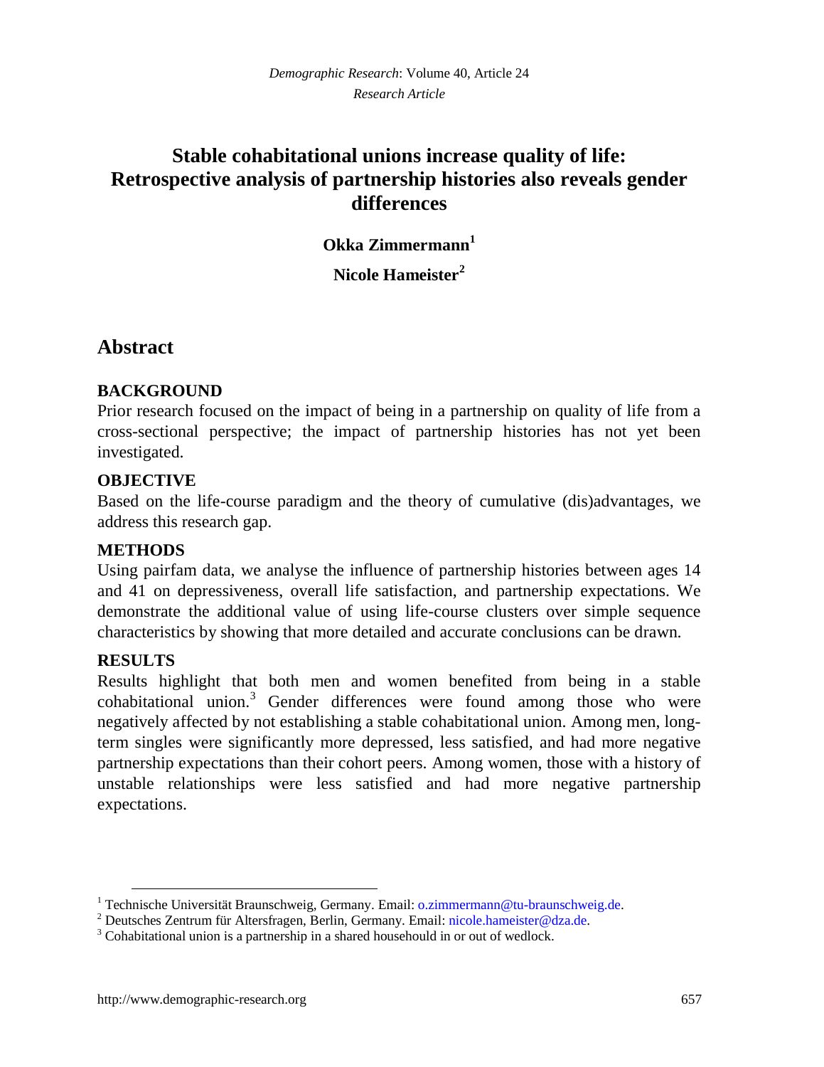# Stable cohabitational unions increase quality of life: Retrospective analysis of partnership histories also reveals gender differences

**Okka Zimmermann**[1]

**Nicole Hameister**[2]

## Abstract

### BACKGROUND

Prior research focused on the impact of being in a partnership on quality of life from a cross-sectional perspective; the impact of partnership histories has not yet been investigated.

### OBJECTIVE

Based on the life-course paradigm and the theory of cumulative (dis)advantages, we address this research gap.

### METHODS

Using pairfam data, we analyse the influence of partnership histories between ages 14 and 41 on depressiveness, overall life satisfaction, and partnership expectations. We demonstrate the additional value of using life-course clusters over simple sequence characteristics by showing that more detailed and accurate conclusions can be drawn.

### RESULTS

Results highlight that both men and women benefited from being in a stable cohabitational union.[3] Gender differences were found among those who were negatively affected by not establishing a stable cohabitational union. Among men, long-term singles were significantly more depressed, less satisfied, and had more negative partnership expectations than their cohort peers. Among women, those with a history of unstable relationships were less satisfied and had more negative partnership expectations.

---

[1] Technische Universität Braunschweig, Germany. Email: o.zimmermann@tu-braunschweig.de.

[2] Deutsches Zentrum für Altersfragen, Berlin, Germany. Email: nicole.hameister@dza.de.

[3] Cohabitational union is a partnership in a shared househould in or out of wedlock.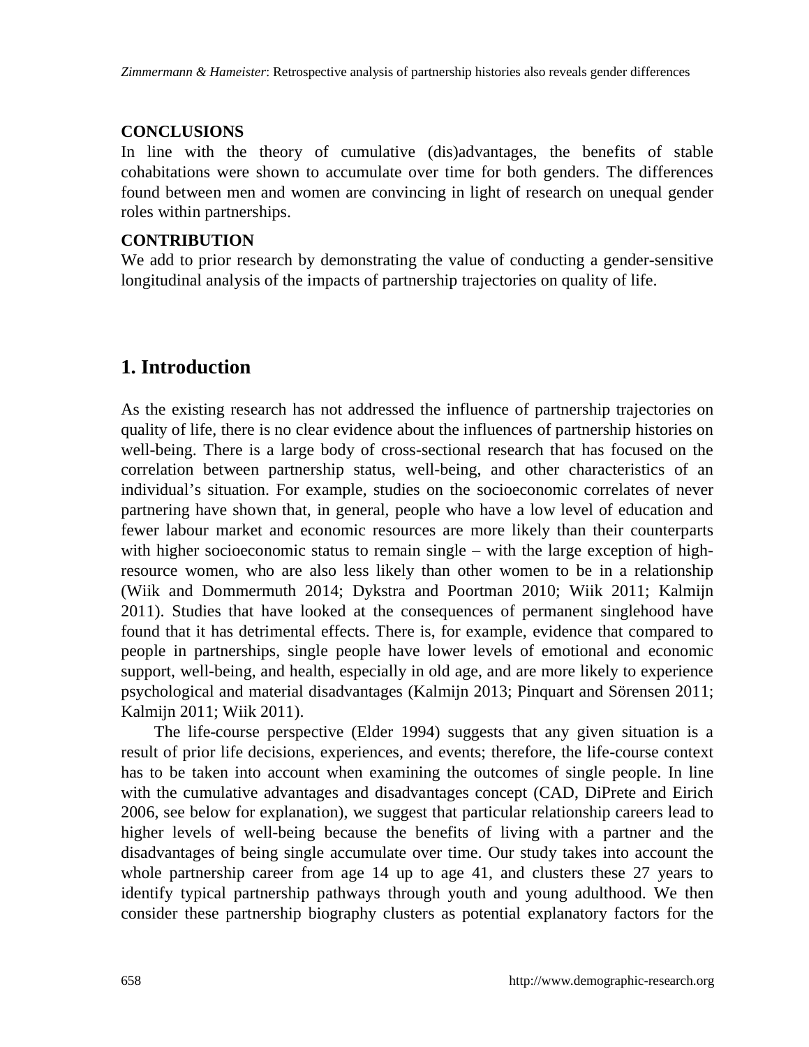**CONCLUSIONS**

In line with the theory of cumulative (dis)advantages, the benefits of stable cohabitations were shown to accumulate over time for both genders. The differences found between men and women are convincing in light of research on unequal gender roles within partnerships.

**CONTRIBUTION**

We add to prior research by demonstrating the value of conducting a gender-sensitive longitudinal analysis of the impacts of partnership trajectories on quality of life.

## 1. Introduction

As the existing research has not addressed the influence of partnership trajectories on quality of life, there is no clear evidence about the influences of partnership histories on well-being. There is a large body of cross-sectional research that has focused on the correlation between partnership status, well-being, and other characteristics of an individual's situation. For example, studies on the socioeconomic correlates of never partnering have shown that, in general, people who have a low level of education and fewer labour market and economic resources are more likely than their counterparts with higher socioeconomic status to remain single – with the large exception of high-resource women, who are also less likely than other women to be in a relationship (Wiik and Dommermuth 2014; Dykstra and Poortman 2010; Wiik 2011; Kalmijn 2011). Studies that have looked at the consequences of permanent singlehood have found that it has detrimental effects. There is, for example, evidence that compared to people in partnerships, single people have lower levels of emotional and economic support, well-being, and health, especially in old age, and are more likely to experience psychological and material disadvantages (Kalmijn 2013; Pinquart and Sörensen 2011; Kalmijn 2011; Wiik 2011).

The life-course perspective (Elder 1994) suggests that any given situation is a result of prior life decisions, experiences, and events; therefore, the life-course context has to be taken into account when examining the outcomes of single people. In line with the cumulative advantages and disadvantages concept (CAD, DiPrete and Eirich 2006, see below for explanation), we suggest that particular relationship careers lead to higher levels of well-being because the benefits of living with a partner and the disadvantages of being single accumulate over time. Our study takes into account the whole partnership career from age 14 up to age 41, and clusters these 27 years to identify typical partnership pathways through youth and young adulthood. We then consider these partnership biography clusters as potential explanatory factors for the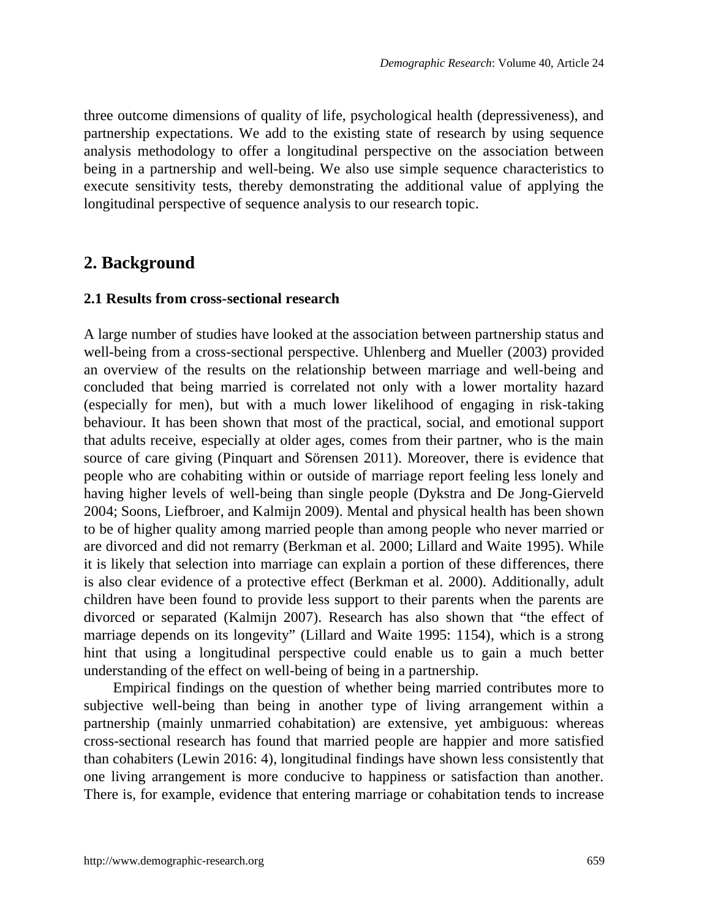three outcome dimensions of quality of life, psychological health (depressiveness), and partnership expectations. We add to the existing state of research by using sequence analysis methodology to offer a longitudinal perspective on the association between being in a partnership and well-being. We also use simple sequence characteristics to execute sensitivity tests, thereby demonstrating the additional value of applying the longitudinal perspective of sequence analysis to our research topic.

## 2. Background

### 2.1 Results from cross-sectional research

A large number of studies have looked at the association between partnership status and well-being from a cross-sectional perspective. Uhlenberg and Mueller (2003) provided an overview of the results on the relationship between marriage and well-being and concluded that being married is correlated not only with a lower mortality hazard (especially for men), but with a much lower likelihood of engaging in risk-taking behaviour. It has been shown that most of the practical, social, and emotional support that adults receive, especially at older ages, comes from their partner, who is the main source of care giving (Pinquart and Sörensen 2011). Moreover, there is evidence that people who are cohabiting within or outside of marriage report feeling less lonely and having higher levels of well-being than single people (Dykstra and De Jong-Gierveld 2004; Soons, Liefbroer, and Kalmijn 2009). Mental and physical health has been shown to be of higher quality among married people than among people who never married or are divorced and did not remarry (Berkman et al. 2000; Lillard and Waite 1995). While it is likely that selection into marriage can explain a portion of these differences, there is also clear evidence of a protective effect (Berkman et al. 2000). Additionally, adult children have been found to provide less support to their parents when the parents are divorced or separated (Kalmijn 2007). Research has also shown that "the effect of marriage depends on its longevity" (Lillard and Waite 1995: 1154), which is a strong hint that using a longitudinal perspective could enable us to gain a much better understanding of the effect on well-being of being in a partnership.

Empirical findings on the question of whether being married contributes more to subjective well-being than being in another type of living arrangement within a partnership (mainly unmarried cohabitation) are extensive, yet ambiguous: whereas cross-sectional research has found that married people are happier and more satisfied than cohabiters (Lewin 2016: 4), longitudinal findings have shown less consistently that one living arrangement is more conducive to happiness or satisfaction than another. There is, for example, evidence that entering marriage or cohabitation tends to increase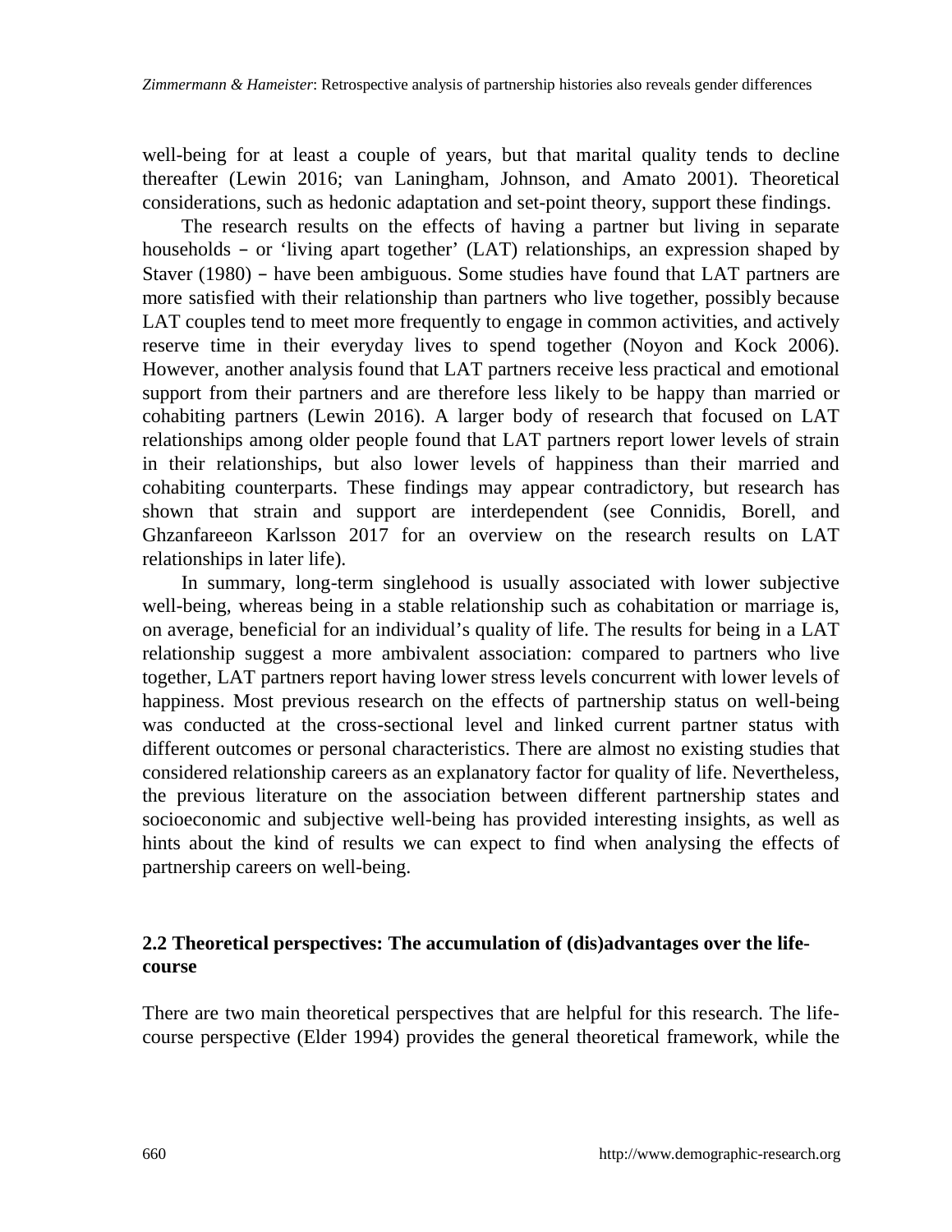well-being for at least a couple of years, but that marital quality tends to decline thereafter (Lewin 2016; van Laningham, Johnson, and Amato 2001). Theoretical considerations, such as hedonic adaptation and set-point theory, support these findings.

The research results on the effects of having a partner but living in separate households – or 'living apart together' (LAT) relationships, an expression shaped by Staver (1980) – have been ambiguous. Some studies have found that LAT partners are more satisfied with their relationship than partners who live together, possibly because LAT couples tend to meet more frequently to engage in common activities, and actively reserve time in their everyday lives to spend together (Noyon and Kock 2006). However, another analysis found that LAT partners receive less practical and emotional support from their partners and are therefore less likely to be happy than married or cohabiting partners (Lewin 2016). A larger body of research that focused on LAT relationships among older people found that LAT partners report lower levels of strain in their relationships, but also lower levels of happiness than their married and cohabiting counterparts. These findings may appear contradictory, but research has shown that strain and support are interdependent (see Connidis, Borell, and Ghzanfareeon Karlsson 2017 for an overview on the research results on LAT relationships in later life).

In summary, long-term singlehood is usually associated with lower subjective well-being, whereas being in a stable relationship such as cohabitation or marriage is, on average, beneficial for an individual's quality of life. The results for being in a LAT relationship suggest a more ambivalent association: compared to partners who live together, LAT partners report having lower stress levels concurrent with lower levels of happiness. Most previous research on the effects of partnership status on well-being was conducted at the cross-sectional level and linked current partner status with different outcomes or personal characteristics. There are almost no existing studies that considered relationship careers as an explanatory factor for quality of life. Nevertheless, the previous literature on the association between different partnership states and socioeconomic and subjective well-being has provided interesting insights, as well as hints about the kind of results we can expect to find when analysing the effects of partnership careers on well-being.

### 2.2 Theoretical perspectives: The accumulation of (dis)advantages over the life-course

There are two main theoretical perspectives that are helpful for this research. The life-course perspective (Elder 1994) provides the general theoretical framework, while the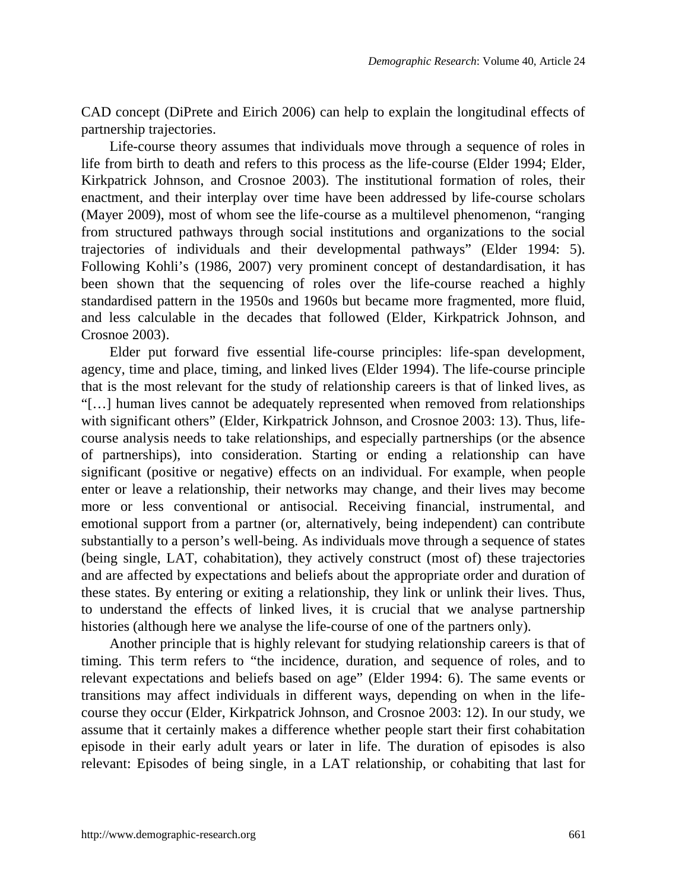CAD concept (DiPrete and Eirich 2006) can help to explain the longitudinal effects of partnership trajectories.

Life-course theory assumes that individuals move through a sequence of roles in life from birth to death and refers to this process as the life-course (Elder 1994; Elder, Kirkpatrick Johnson, and Crosnoe 2003). The institutional formation of roles, their enactment, and their interplay over time have been addressed by life-course scholars (Mayer 2009), most of whom see the life-course as a multilevel phenomenon, "ranging from structured pathways through social institutions and organizations to the social trajectories of individuals and their developmental pathways" (Elder 1994: 5). Following Kohli's (1986, 2007) very prominent concept of destandardisation, it has been shown that the sequencing of roles over the life-course reached a highly standardised pattern in the 1950s and 1960s but became more fragmented, more fluid, and less calculable in the decades that followed (Elder, Kirkpatrick Johnson, and Crosnoe 2003).

Elder put forward five essential life-course principles: life-span development, agency, time and place, timing, and linked lives (Elder 1994). The life-course principle that is the most relevant for the study of relationship careers is that of linked lives, as "[…] human lives cannot be adequately represented when removed from relationships with significant others" (Elder, Kirkpatrick Johnson, and Crosnoe 2003: 13). Thus, life-course analysis needs to take relationships, and especially partnerships (or the absence of partnerships), into consideration. Starting or ending a relationship can have significant (positive or negative) effects on an individual. For example, when people enter or leave a relationship, their networks may change, and their lives may become more or less conventional or antisocial. Receiving financial, instrumental, and emotional support from a partner (or, alternatively, being independent) can contribute substantially to a person's well-being. As individuals move through a sequence of states (being single, LAT, cohabitation), they actively construct (most of) these trajectories and are affected by expectations and beliefs about the appropriate order and duration of these states. By entering or exiting a relationship, they link or unlink their lives. Thus, to understand the effects of linked lives, it is crucial that we analyse partnership histories (although here we analyse the life-course of one of the partners only).

Another principle that is highly relevant for studying relationship careers is that of timing. This term refers to "the incidence, duration, and sequence of roles, and to relevant expectations and beliefs based on age" (Elder 1994: 6). The same events or transitions may affect individuals in different ways, depending on when in the life-course they occur (Elder, Kirkpatrick Johnson, and Crosnoe 2003: 12). In our study, we assume that it certainly makes a difference whether people start their first cohabitation episode in their early adult years or later in life. The duration of episodes is also relevant: Episodes of being single, in a LAT relationship, or cohabiting that last for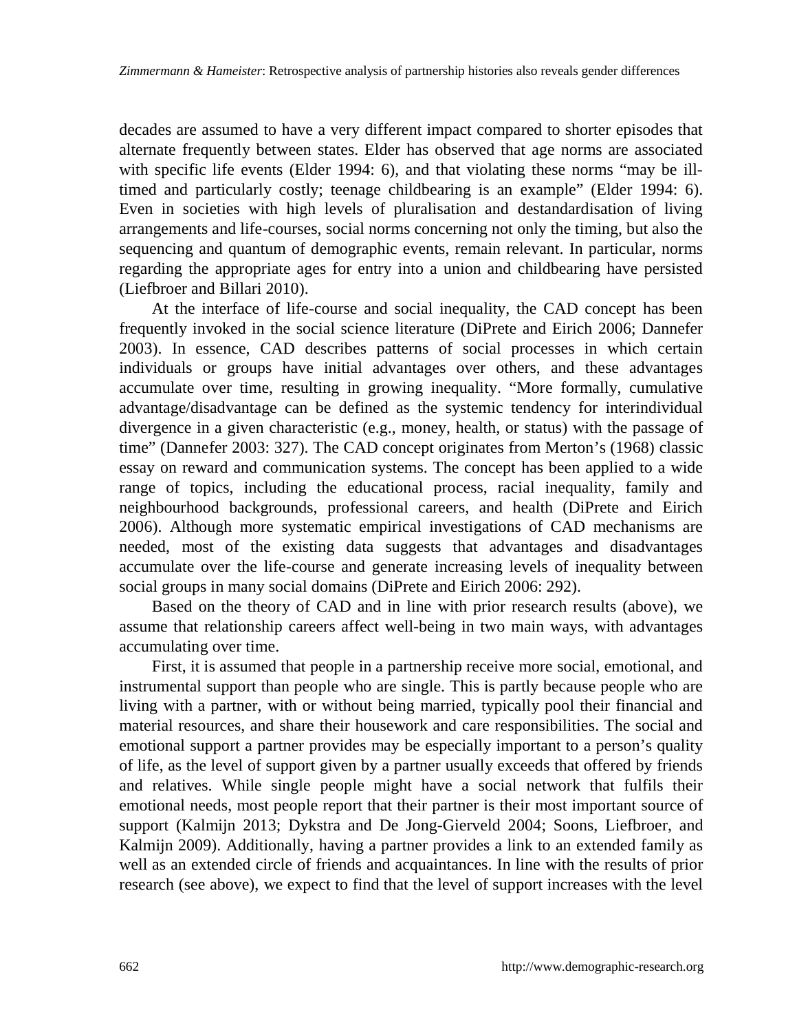decades are assumed to have a very different impact compared to shorter episodes that alternate frequently between states. Elder has observed that age norms are associated with specific life events (Elder 1994: 6), and that violating these norms "may be ill-timed and particularly costly; teenage childbearing is an example" (Elder 1994: 6). Even in societies with high levels of pluralisation and destandardisation of living arrangements and life-courses, social norms concerning not only the timing, but also the sequencing and quantum of demographic events, remain relevant. In particular, norms regarding the appropriate ages for entry into a union and childbearing have persisted (Liefbroer and Billari 2010).

At the interface of life-course and social inequality, the CAD concept has been frequently invoked in the social science literature (DiPrete and Eirich 2006; Dannefer 2003). In essence, CAD describes patterns of social processes in which certain individuals or groups have initial advantages over others, and these advantages accumulate over time, resulting in growing inequality. "More formally, cumulative advantage/disadvantage can be defined as the systemic tendency for interindividual divergence in a given characteristic (e.g., money, health, or status) with the passage of time" (Dannefer 2003: 327). The CAD concept originates from Merton's (1968) classic essay on reward and communication systems. The concept has been applied to a wide range of topics, including the educational process, racial inequality, family and neighbourhood backgrounds, professional careers, and health (DiPrete and Eirich 2006). Although more systematic empirical investigations of CAD mechanisms are needed, most of the existing data suggests that advantages and disadvantages accumulate over the life-course and generate increasing levels of inequality between social groups in many social domains (DiPrete and Eirich 2006: 292).

Based on the theory of CAD and in line with prior research results (above), we assume that relationship careers affect well-being in two main ways, with advantages accumulating over time.

First, it is assumed that people in a partnership receive more social, emotional, and instrumental support than people who are single. This is partly because people who are living with a partner, with or without being married, typically pool their financial and material resources, and share their housework and care responsibilities. The social and emotional support a partner provides may be especially important to a person's quality of life, as the level of support given by a partner usually exceeds that offered by friends and relatives. While single people might have a social network that fulfils their emotional needs, most people report that their partner is their most important source of support (Kalmijn 2013; Dykstra and De Jong-Gierveld 2004; Soons, Liefbroer, and Kalmijn 2009). Additionally, having a partner provides a link to an extended family as well as an extended circle of friends and acquaintances. In line with the results of prior research (see above), we expect to find that the level of support increases with the level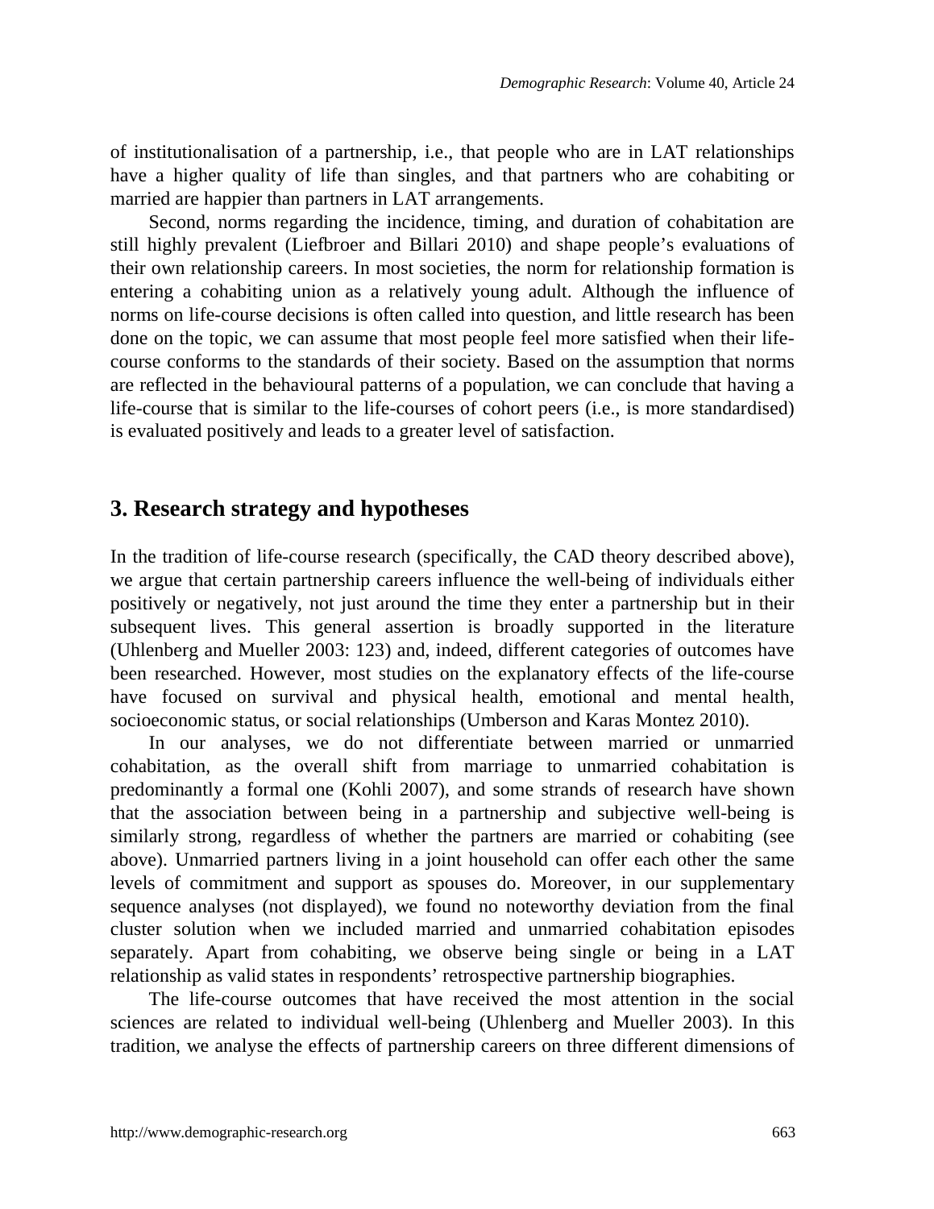of institutionalisation of a partnership, i.e., that people who are in LAT relationships have a higher quality of life than singles, and that partners who are cohabiting or married are happier than partners in LAT arrangements.

Second, norms regarding the incidence, timing, and duration of cohabitation are still highly prevalent (Liefbroer and Billari 2010) and shape people's evaluations of their own relationship careers. In most societies, the norm for relationship formation is entering a cohabiting union as a relatively young adult. Although the influence of norms on life-course decisions is often called into question, and little research has been done on the topic, we can assume that most people feel more satisfied when their life-course conforms to the standards of their society. Based on the assumption that norms are reflected in the behavioural patterns of a population, we can conclude that having a life-course that is similar to the life-courses of cohort peers (i.e., is more standardised) is evaluated positively and leads to a greater level of satisfaction.

## 3. Research strategy and hypotheses

In the tradition of life-course research (specifically, the CAD theory described above), we argue that certain partnership careers influence the well-being of individuals either positively or negatively, not just around the time they enter a partnership but in their subsequent lives. This general assertion is broadly supported in the literature (Uhlenberg and Mueller 2003: 123) and, indeed, different categories of outcomes have been researched. However, most studies on the explanatory effects of the life-course have focused on survival and physical health, emotional and mental health, socioeconomic status, or social relationships (Umberson and Karas Montez 2010).

In our analyses, we do not differentiate between married or unmarried cohabitation, as the overall shift from marriage to unmarried cohabitation is predominantly a formal one (Kohli 2007), and some strands of research have shown that the association between being in a partnership and subjective well-being is similarly strong, regardless of whether the partners are married or cohabiting (see above). Unmarried partners living in a joint household can offer each other the same levels of commitment and support as spouses do. Moreover, in our supplementary sequence analyses (not displayed), we found no noteworthy deviation from the final cluster solution when we included married and unmarried cohabitation episodes separately. Apart from cohabiting, we observe being single or being in a LAT relationship as valid states in respondents' retrospective partnership biographies.

The life-course outcomes that have received the most attention in the social sciences are related to individual well-being (Uhlenberg and Mueller 2003). In this tradition, we analyse the effects of partnership careers on three different dimensions of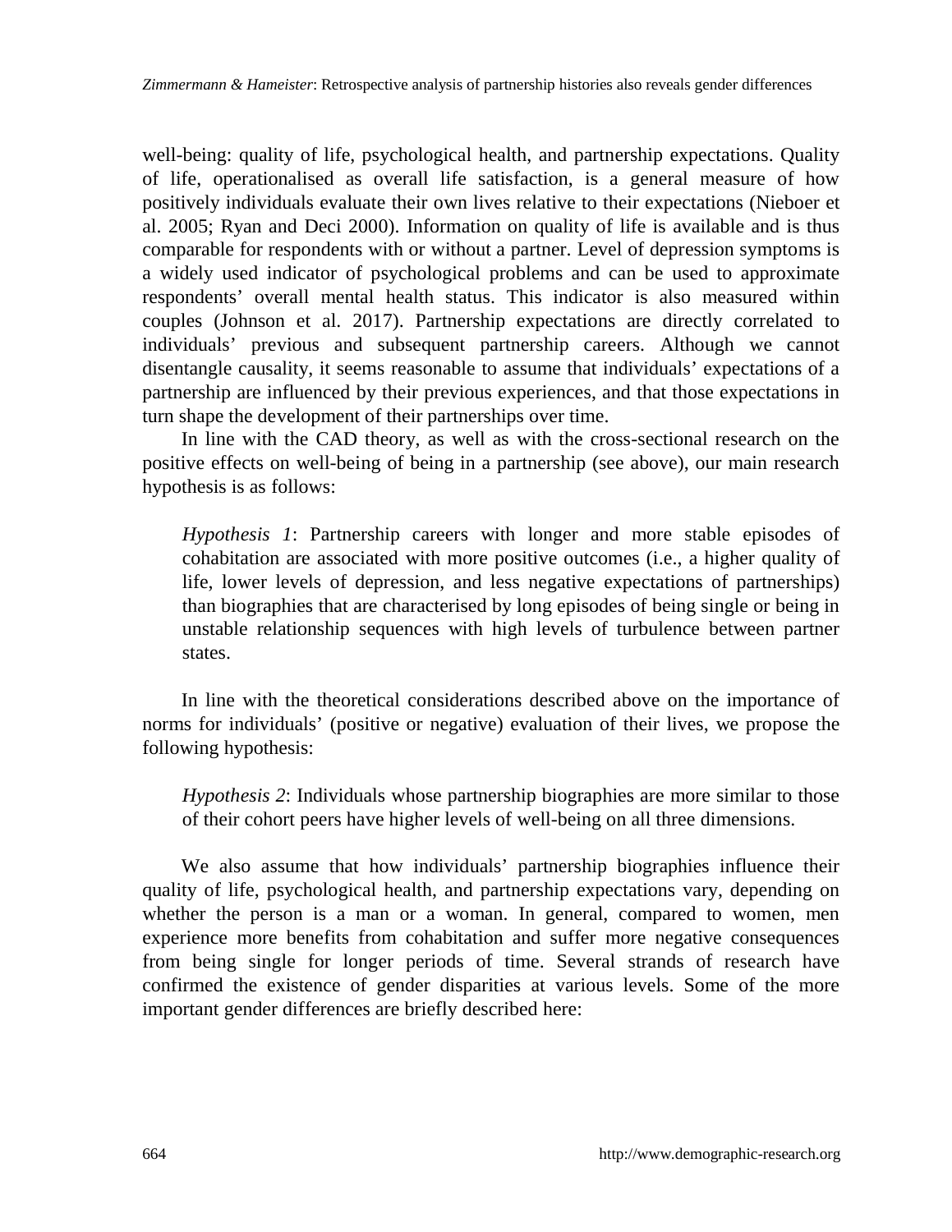well-being: quality of life, psychological health, and partnership expectations. Quality of life, operationalised as overall life satisfaction, is a general measure of how positively individuals evaluate their own lives relative to their expectations (Nieboer et al. 2005; Ryan and Deci 2000). Information on quality of life is available and is thus comparable for respondents with or without a partner. Level of depression symptoms is a widely used indicator of psychological problems and can be used to approximate respondents' overall mental health status. This indicator is also measured within couples (Johnson et al. 2017). Partnership expectations are directly correlated to individuals' previous and subsequent partnership careers. Although we cannot disentangle causality, it seems reasonable to assume that individuals' expectations of a partnership are influenced by their previous experiences, and that those expectations in turn shape the development of their partnerships over time.

In line with the CAD theory, as well as with the cross-sectional research on the positive effects on well-being of being in a partnership (see above), our main research hypothesis is as follows:

> *Hypothesis 1*: Partnership careers with longer and more stable episodes of cohabitation are associated with more positive outcomes (i.e., a higher quality of life, lower levels of depression, and less negative expectations of partnerships) than biographies that are characterised by long episodes of being single or being in unstable relationship sequences with high levels of turbulence between partner states.

In line with the theoretical considerations described above on the importance of norms for individuals' (positive or negative) evaluation of their lives, we propose the following hypothesis:

> *Hypothesis 2*: Individuals whose partnership biographies are more similar to those of their cohort peers have higher levels of well-being on all three dimensions.

We also assume that how individuals' partnership biographies influence their quality of life, psychological health, and partnership expectations vary, depending on whether the person is a man or a woman. In general, compared to women, men experience more benefits from cohabitation and suffer more negative consequences from being single for longer periods of time. Several strands of research have confirmed the existence of gender disparities at various levels. Some of the more important gender differences are briefly described here: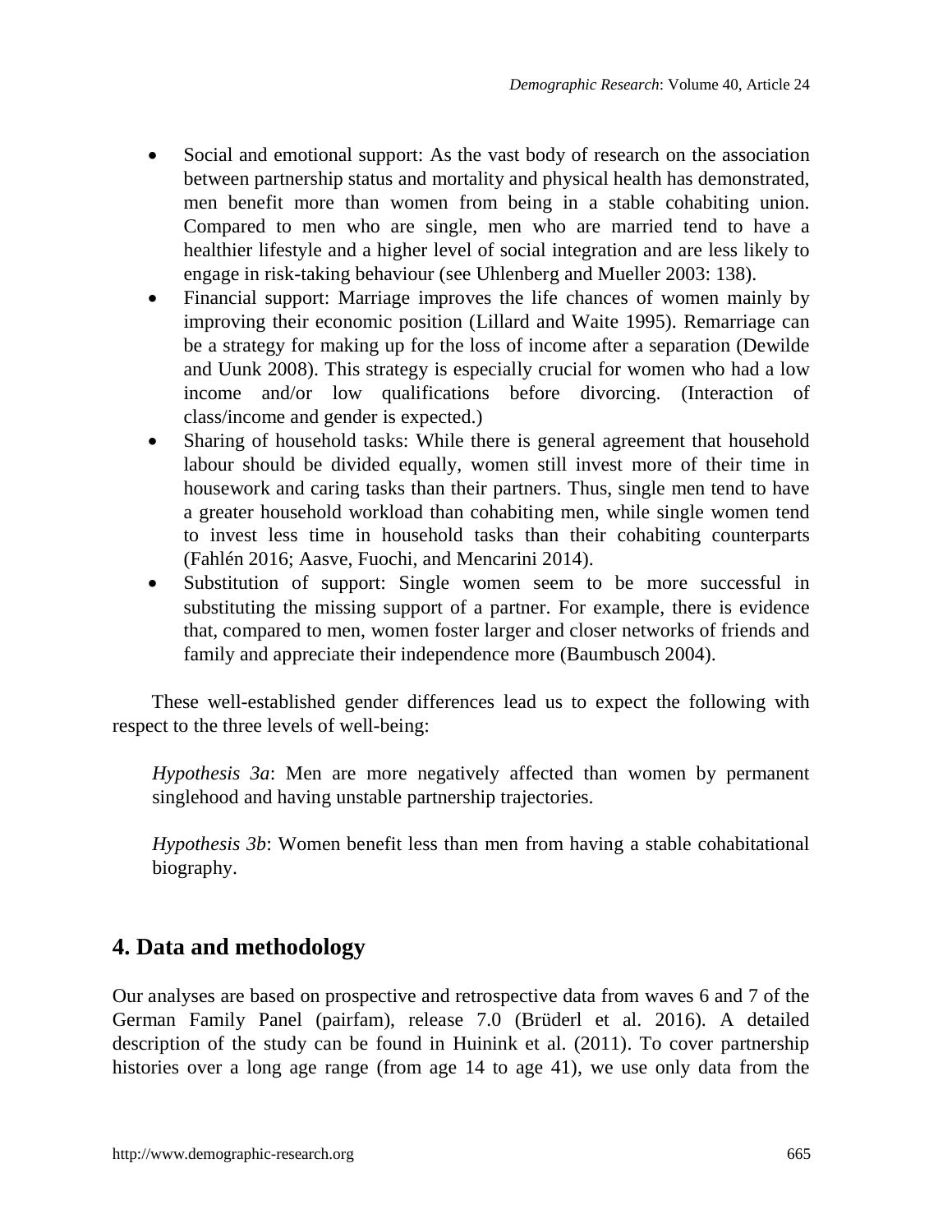- Social and emotional support: As the vast body of research on the association between partnership status and mortality and physical health has demonstrated, men benefit more than women from being in a stable cohabiting union. Compared to men who are single, men who are married tend to have a healthier lifestyle and a higher level of social integration and are less likely to engage in risk-taking behaviour (see Uhlenberg and Mueller 2003: 138).
- Financial support: Marriage improves the life chances of women mainly by improving their economic position (Lillard and Waite 1995). Remarriage can be a strategy for making up for the loss of income after a separation (Dewilde and Uunk 2008). This strategy is especially crucial for women who had a low income and/or low qualifications before divorcing. (Interaction of class/income and gender is expected.)
- Sharing of household tasks: While there is general agreement that household labour should be divided equally, women still invest more of their time in housework and caring tasks than their partners. Thus, single men tend to have a greater household workload than cohabiting men, while single women tend to invest less time in household tasks than their cohabiting counterparts (Fahlén 2016; Aasve, Fuochi, and Mencarini 2014).
- Substitution of support: Single women seem to be more successful in substituting the missing support of a partner. For example, there is evidence that, compared to men, women foster larger and closer networks of friends and family and appreciate their independence more (Baumbusch 2004).

These well-established gender differences lead us to expect the following with respect to the three levels of well-being:

*Hypothesis 3a*: Men are more negatively affected than women by permanent singlehood and having unstable partnership trajectories.

*Hypothesis 3b*: Women benefit less than men from having a stable cohabitational biography.

## 4. Data and methodology

Our analyses are based on prospective and retrospective data from waves 6 and 7 of the German Family Panel (pairfam), release 7.0 (Brüderl et al. 2016). A detailed description of the study can be found in Huinink et al. (2011). To cover partnership histories over a long age range (from age 14 to age 41), we use only data from the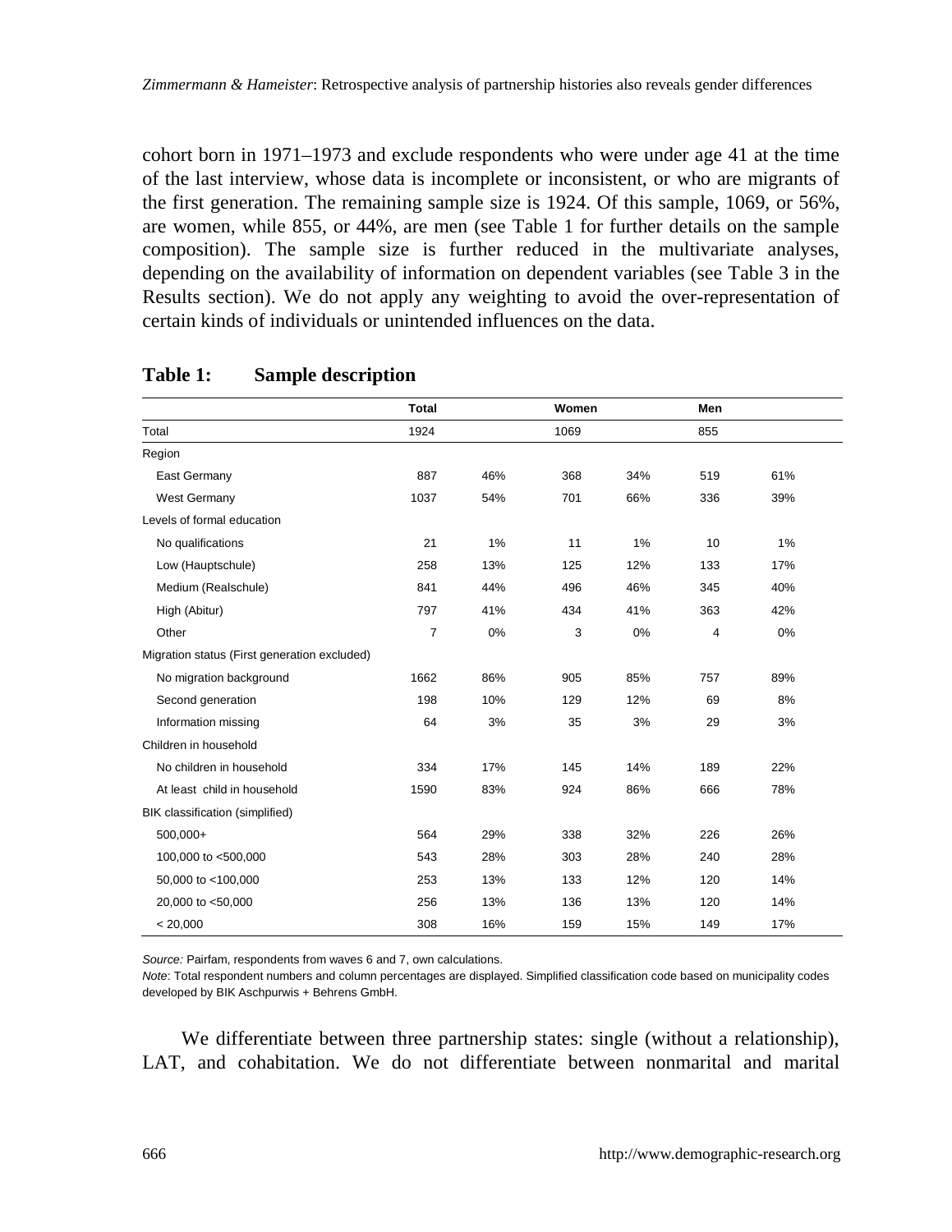cohort born in 1971–1973 and exclude respondents who were under age 41 at the time of the last interview, whose data is incomplete or inconsistent, or who are migrants of the first generation. The remaining sample size is 1924. Of this sample, 1069, or 56%, are women, while 855, or 44%, are men (see Table 1 for further details on the sample composition). The sample size is further reduced in the multivariate analyses, depending on the availability of information on dependent variables (see Table 3 in the Results section). We do not apply any weighting to avoid the over-representation of certain kinds of individuals or unintended influences on the data.

**Table 1: Sample description**

| | **Total** | | **Women** | | **Men** | |
|---|---|---|---|---|---|---|
| Total | 1924 | | 1069 | | 855 | |
| Region | | | | | | |
| East Germany | 887 | 46% | 368 | 34% | 519 | 61% |
| West Germany | 1037 | 54% | 701 | 66% | 336 | 39% |
| Levels of formal education | | | | | | |
| No qualifications | 21 | 1% | 11 | 1% | 10 | 1% |
| Low (Hauptschule) | 258 | 13% | 125 | 12% | 133 | 17% |
| Medium (Realschule) | 841 | 44% | 496 | 46% | 345 | 40% |
| High (Abitur) | 797 | 41% | 434 | 41% | 363 | 42% |
| Other | 7 | 0% | 3 | 0% | 4 | 0% |
| Migration status (First generation excluded) | | | | | | |
| No migration background | 1662 | 86% | 905 | 85% | 757 | 89% |
| Second generation | 198 | 10% | 129 | 12% | 69 | 8% |
| Information missing | 64 | 3% | 35 | 3% | 29 | 3% |
| Children in household | | | | | | |
| No children in household | 334 | 17% | 145 | 14% | 189 | 22% |
| At least child in household | 1590 | 83% | 924 | 86% | 666 | 78% |
| BIK classification (simplified) | | | | | | |
| 500,000+ | 564 | 29% | 338 | 32% | 226 | 26% |
| 100,000 to <500,000 | 543 | 28% | 303 | 28% | 240 | 28% |
| 50,000 to <100,000 | 253 | 13% | 133 | 12% | 120 | 14% |
| 20,000 to <50,000 | 256 | 13% | 136 | 13% | 120 | 14% |
| < 20,000 | 308 | 16% | 159 | 15% | 149 | 17% |

*Source:* Pairfam, respondents from waves 6 and 7, own calculations.
*Note*: Total respondent numbers and column percentages are displayed. Simplified classification code based on municipality codes developed by BIK Aschpurwis + Behrens GmbH.

We differentiate between three partnership states: single (without a relationship), LAT, and cohabitation. We do not differentiate between nonmarital and marital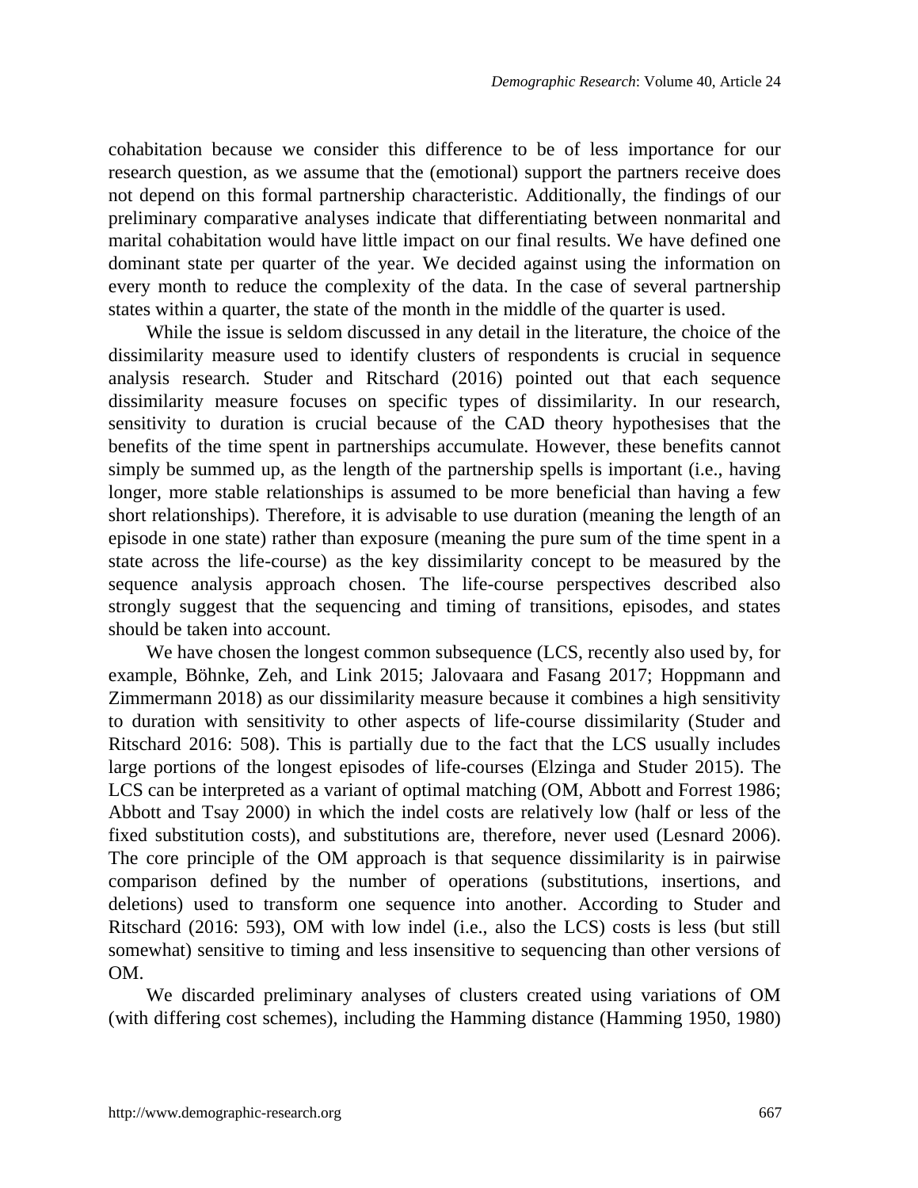cohabitation because we consider this difference to be of less importance for our research question, as we assume that the (emotional) support the partners receive does not depend on this formal partnership characteristic. Additionally, the findings of our preliminary comparative analyses indicate that differentiating between nonmarital and marital cohabitation would have little impact on our final results. We have defined one dominant state per quarter of the year. We decided against using the information on every month to reduce the complexity of the data. In the case of several partnership states within a quarter, the state of the month in the middle of the quarter is used.

While the issue is seldom discussed in any detail in the literature, the choice of the dissimilarity measure used to identify clusters of respondents is crucial in sequence analysis research. Studer and Ritschard (2016) pointed out that each sequence dissimilarity measure focuses on specific types of dissimilarity. In our research, sensitivity to duration is crucial because of the CAD theory hypothesises that the benefits of the time spent in partnerships accumulate. However, these benefits cannot simply be summed up, as the length of the partnership spells is important (i.e., having longer, more stable relationships is assumed to be more beneficial than having a few short relationships). Therefore, it is advisable to use duration (meaning the length of an episode in one state) rather than exposure (meaning the pure sum of the time spent in a state across the life-course) as the key dissimilarity concept to be measured by the sequence analysis approach chosen. The life-course perspectives described also strongly suggest that the sequencing and timing of transitions, episodes, and states should be taken into account.

We have chosen the longest common subsequence (LCS, recently also used by, for example, Böhnke, Zeh, and Link 2015; Jalovaara and Fasang 2017; Hoppmann and Zimmermann 2018) as our dissimilarity measure because it combines a high sensitivity to duration with sensitivity to other aspects of life-course dissimilarity (Studer and Ritschard 2016: 508). This is partially due to the fact that the LCS usually includes large portions of the longest episodes of life-courses (Elzinga and Studer 2015). The LCS can be interpreted as a variant of optimal matching (OM, Abbott and Forrest 1986; Abbott and Tsay 2000) in which the indel costs are relatively low (half or less of the fixed substitution costs), and substitutions are, therefore, never used (Lesnard 2006). The core principle of the OM approach is that sequence dissimilarity is in pairwise comparison defined by the number of operations (substitutions, insertions, and deletions) used to transform one sequence into another. According to Studer and Ritschard (2016: 593), OM with low indel (i.e., also the LCS) costs is less (but still somewhat) sensitive to timing and less insensitive to sequencing than other versions of OM.

We discarded preliminary analyses of clusters created using variations of OM (with differing cost schemes), including the Hamming distance (Hamming 1950, 1980)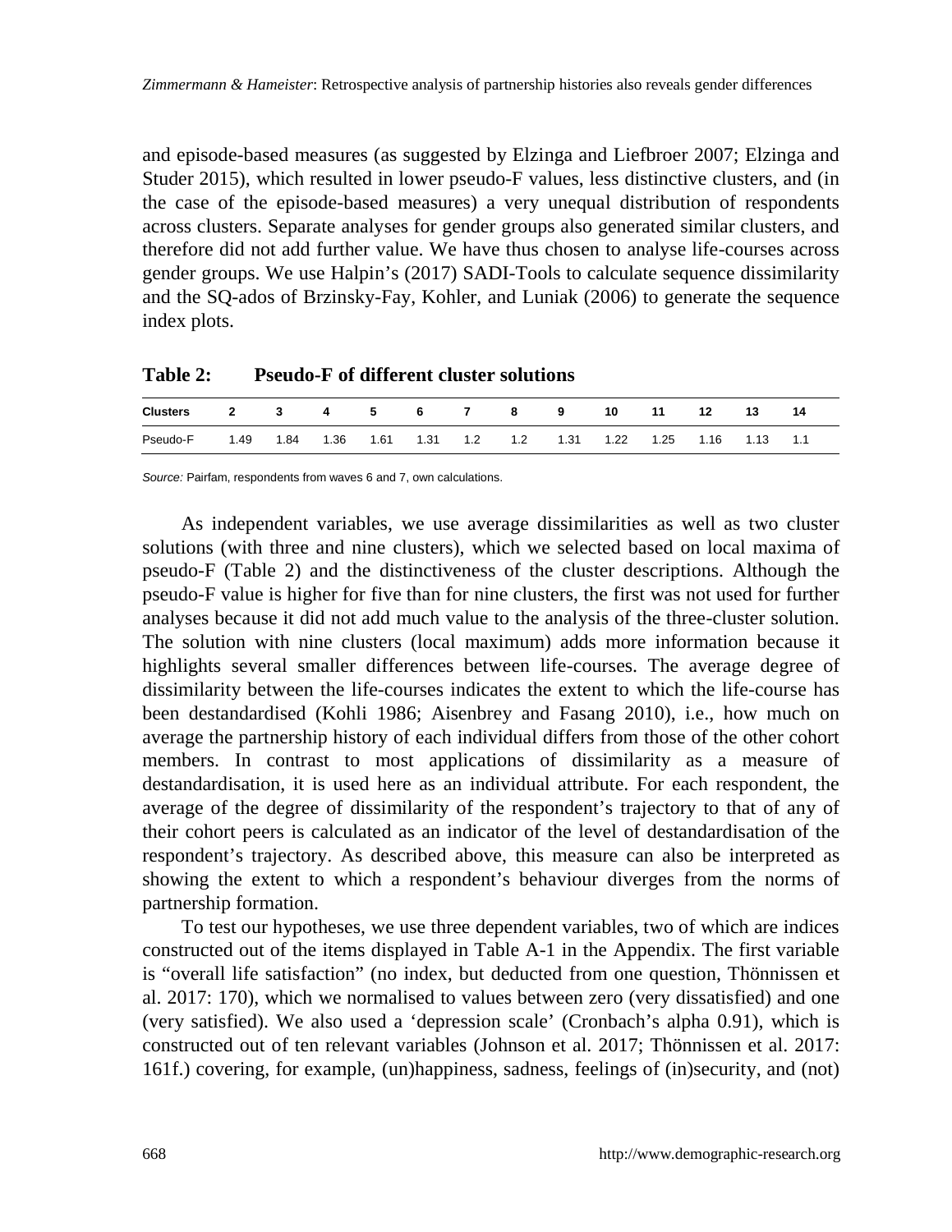and episode-based measures (as suggested by Elzinga and Liefbroer 2007; Elzinga and Studer 2015), which resulted in lower pseudo-F values, less distinctive clusters, and (in the case of the episode-based measures) a very unequal distribution of respondents across clusters. Separate analyses for gender groups also generated similar clusters, and therefore did not add further value. We have thus chosen to analyse life-courses across gender groups. We use Halpin's (2017) SADI-Tools to calculate sequence dissimilarity and the SQ-ados of Brzinsky-Fay, Kohler, and Luniak (2006) to generate the sequence index plots.

**Table 2: Pseudo-F of different cluster solutions**

| Clusters | 2 | 3 | 4 | 5 | 6 | 7 | 8 | 9 | 10 | 11 | 12 | 13 | 14 |
|---|---|---|---|---|---|---|---|---|---|---|---|---|---|
| Pseudo-F | 1.49 | 1.84 | 1.36 | 1.61 | 1.31 | 1.2 | 1.2 | 1.31 | 1.22 | 1.25 | 1.16 | 1.13 | 1.1 |

*Source:* Pairfam, respondents from waves 6 and 7, own calculations.

As independent variables, we use average dissimilarities as well as two cluster solutions (with three and nine clusters), which we selected based on local maxima of pseudo-F (Table 2) and the distinctiveness of the cluster descriptions. Although the pseudo-F value is higher for five than for nine clusters, the first was not used for further analyses because it did not add much value to the analysis of the three-cluster solution. The solution with nine clusters (local maximum) adds more information because it highlights several smaller differences between life-courses. The average degree of dissimilarity between the life-courses indicates the extent to which the life-course has been destandardised (Kohli 1986; Aisenbrey and Fasang 2010), i.e., how much on average the partnership history of each individual differs from those of the other cohort members. In contrast to most applications of dissimilarity as a measure of destandardisation, it is used here as an individual attribute. For each respondent, the average of the degree of dissimilarity of the respondent's trajectory to that of any of their cohort peers is calculated as an indicator of the level of destandardisation of the respondent's trajectory. As described above, this measure can also be interpreted as showing the extent to which a respondent's behaviour diverges from the norms of partnership formation.

To test our hypotheses, we use three dependent variables, two of which are indices constructed out of the items displayed in Table A-1 in the Appendix. The first variable is "overall life satisfaction" (no index, but deducted from one question, Thönnissen et al. 2017: 170), which we normalised to values between zero (very dissatisfied) and one (very satisfied). We also used a 'depression scale' (Cronbach's alpha 0.91), which is constructed out of ten relevant variables (Johnson et al. 2017; Thönnissen et al. 2017: 161f.) covering, for example, (un)happiness, sadness, feelings of (in)security, and (not)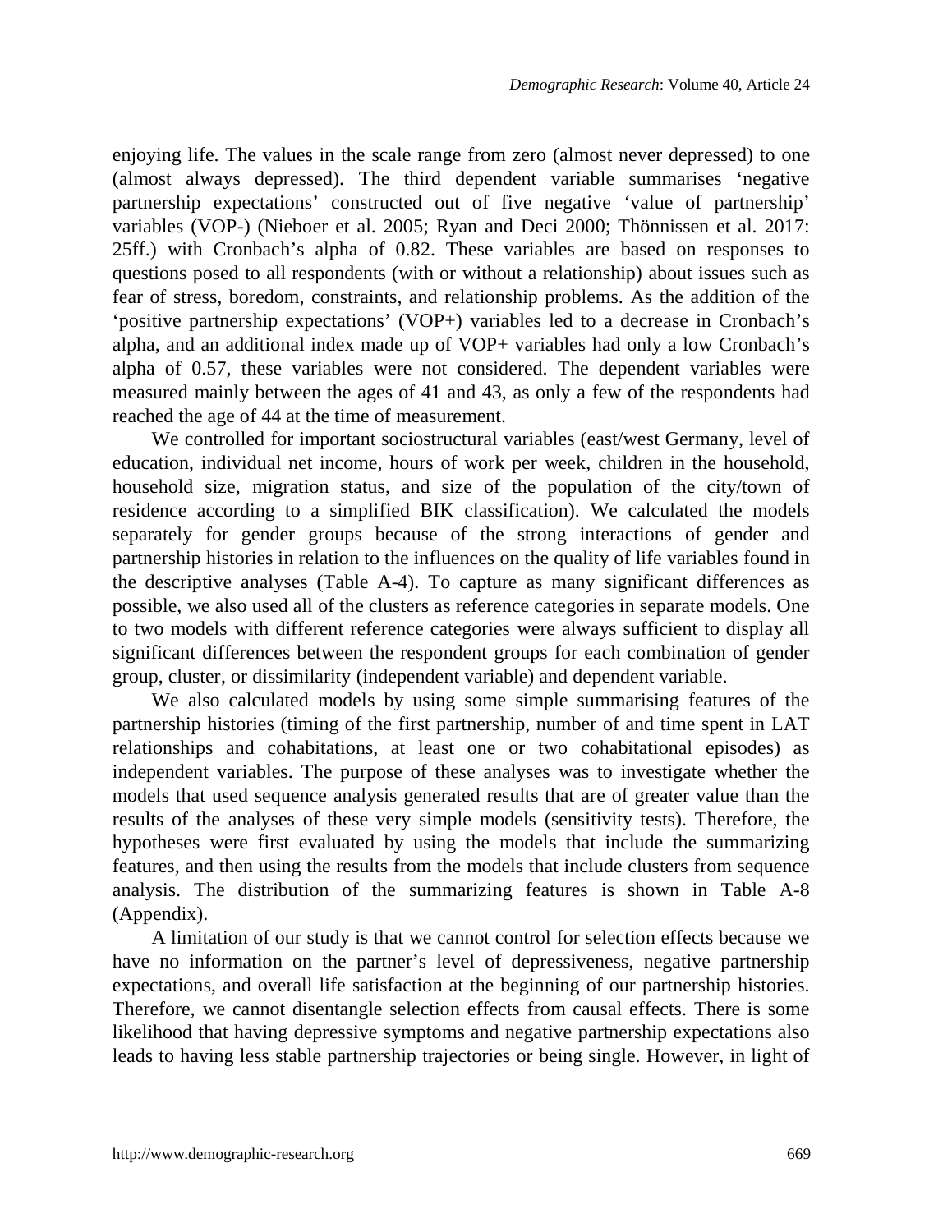enjoying life. The values in the scale range from zero (almost never depressed) to one (almost always depressed). The third dependent variable summarises 'negative partnership expectations' constructed out of five negative 'value of partnership' variables (VOP-) (Nieboer et al. 2005; Ryan and Deci 2000; Thönnissen et al. 2017: 25ff.) with Cronbach's alpha of 0.82. These variables are based on responses to questions posed to all respondents (with or without a relationship) about issues such as fear of stress, boredom, constraints, and relationship problems. As the addition of the 'positive partnership expectations' (VOP+) variables led to a decrease in Cronbach's alpha, and an additional index made up of VOP+ variables had only a low Cronbach's alpha of 0.57, these variables were not considered. The dependent variables were measured mainly between the ages of 41 and 43, as only a few of the respondents had reached the age of 44 at the time of measurement.

We controlled for important sociostructural variables (east/west Germany, level of education, individual net income, hours of work per week, children in the household, household size, migration status, and size of the population of the city/town of residence according to a simplified BIK classification). We calculated the models separately for gender groups because of the strong interactions of gender and partnership histories in relation to the influences on the quality of life variables found in the descriptive analyses (Table A-4). To capture as many significant differences as possible, we also used all of the clusters as reference categories in separate models. One to two models with different reference categories were always sufficient to display all significant differences between the respondent groups for each combination of gender group, cluster, or dissimilarity (independent variable) and dependent variable.

We also calculated models by using some simple summarising features of the partnership histories (timing of the first partnership, number of and time spent in LAT relationships and cohabitations, at least one or two cohabitational episodes) as independent variables. The purpose of these analyses was to investigate whether the models that used sequence analysis generated results that are of greater value than the results of the analyses of these very simple models (sensitivity tests). Therefore, the hypotheses were first evaluated by using the models that include the summarizing features, and then using the results from the models that include clusters from sequence analysis. The distribution of the summarizing features is shown in Table A-8 (Appendix).

A limitation of our study is that we cannot control for selection effects because we have no information on the partner's level of depressiveness, negative partnership expectations, and overall life satisfaction at the beginning of our partnership histories. Therefore, we cannot disentangle selection effects from causal effects. There is some likelihood that having depressive symptoms and negative partnership expectations also leads to having less stable partnership trajectories or being single. However, in light of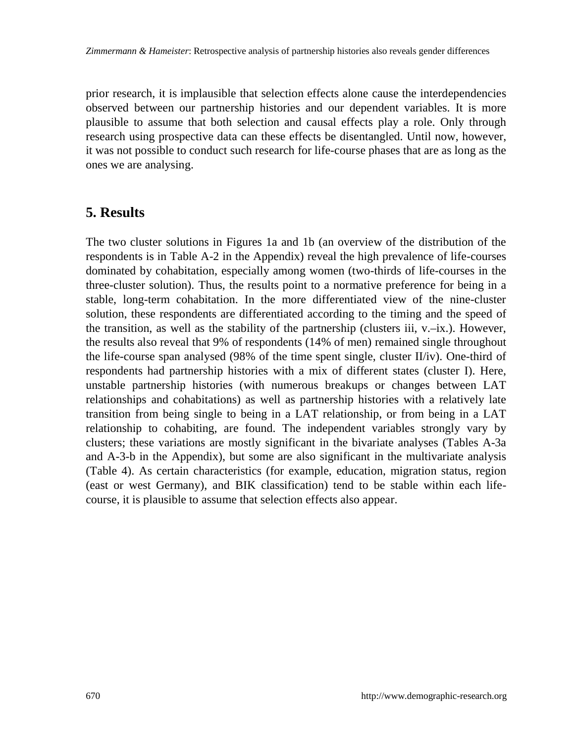prior research, it is implausible that selection effects alone cause the interdependencies observed between our partnership histories and our dependent variables. It is more plausible to assume that both selection and causal effects play a role. Only through research using prospective data can these effects be disentangled. Until now, however, it was not possible to conduct such research for life-course phases that are as long as the ones we are analysing.

## 5. Results

The two cluster solutions in Figures 1a and 1b (an overview of the distribution of the respondents is in Table A-2 in the Appendix) reveal the high prevalence of life-courses dominated by cohabitation, especially among women (two-thirds of life-courses in the three-cluster solution). Thus, the results point to a normative preference for being in a stable, long-term cohabitation. In the more differentiated view of the nine-cluster solution, these respondents are differentiated according to the timing and the speed of the transition, as well as the stability of the partnership (clusters iii, v.–ix.). However, the results also reveal that 9% of respondents (14% of men) remained single throughout the life-course span analysed (98% of the time spent single, cluster II/iv). One-third of respondents had partnership histories with a mix of different states (cluster I). Here, unstable partnership histories (with numerous breakups or changes between LAT relationships and cohabitations) as well as partnership histories with a relatively late transition from being single to being in a LAT relationship, or from being in a LAT relationship to cohabiting, are found. The independent variables strongly vary by clusters; these variations are mostly significant in the bivariate analyses (Tables A-3a and A-3-b in the Appendix), but some are also significant in the multivariate analysis (Table 4). As certain characteristics (for example, education, migration status, region (east or west Germany), and BIK classification) tend to be stable within each life-course, it is plausible to assume that selection effects also appear.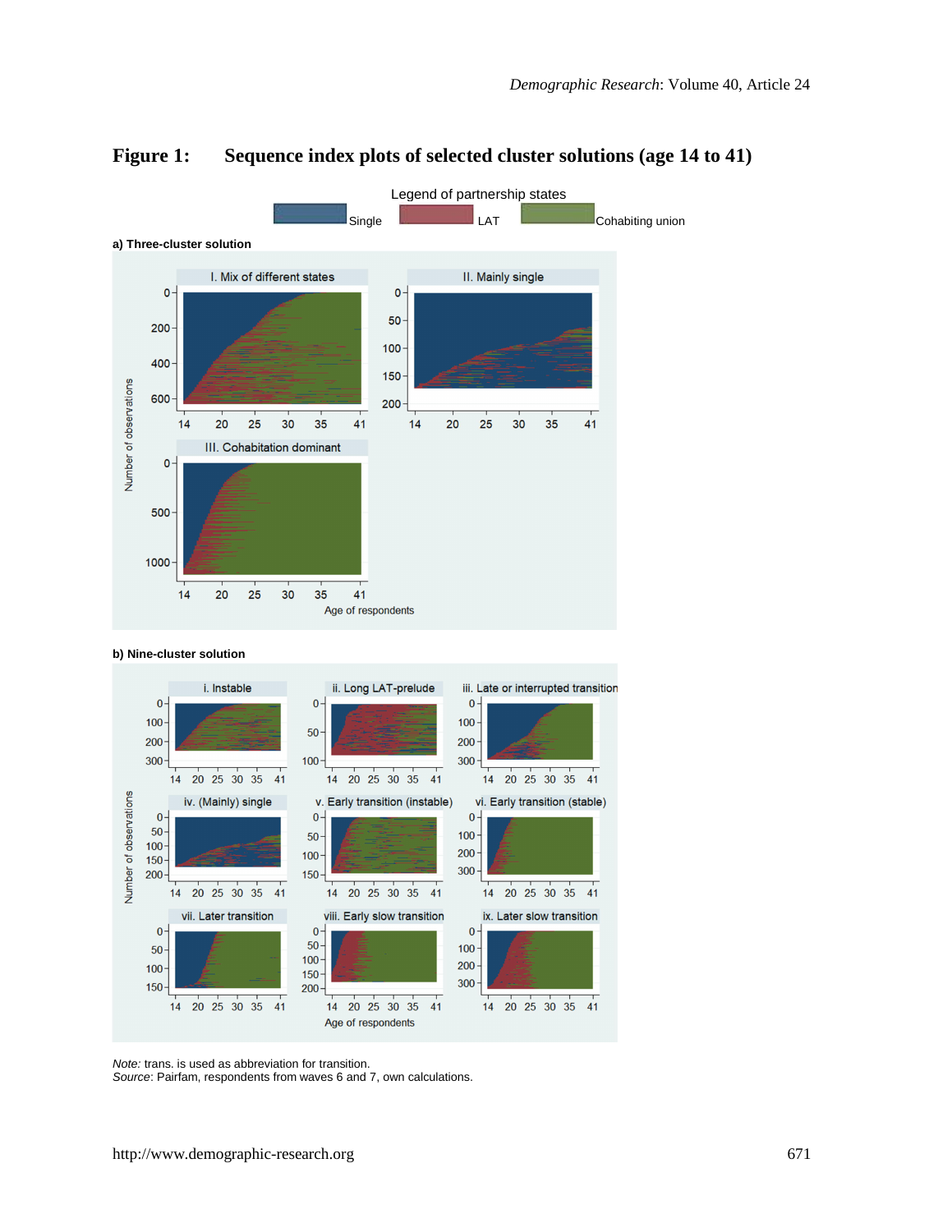**Figure 1: Sequence index plots of selected cluster solutions (age 14 to 41)**

*Note:* trans. is used as abbreviation for transition.
*Source*: Pairfam, respondents from waves 6 and 7, own calculations.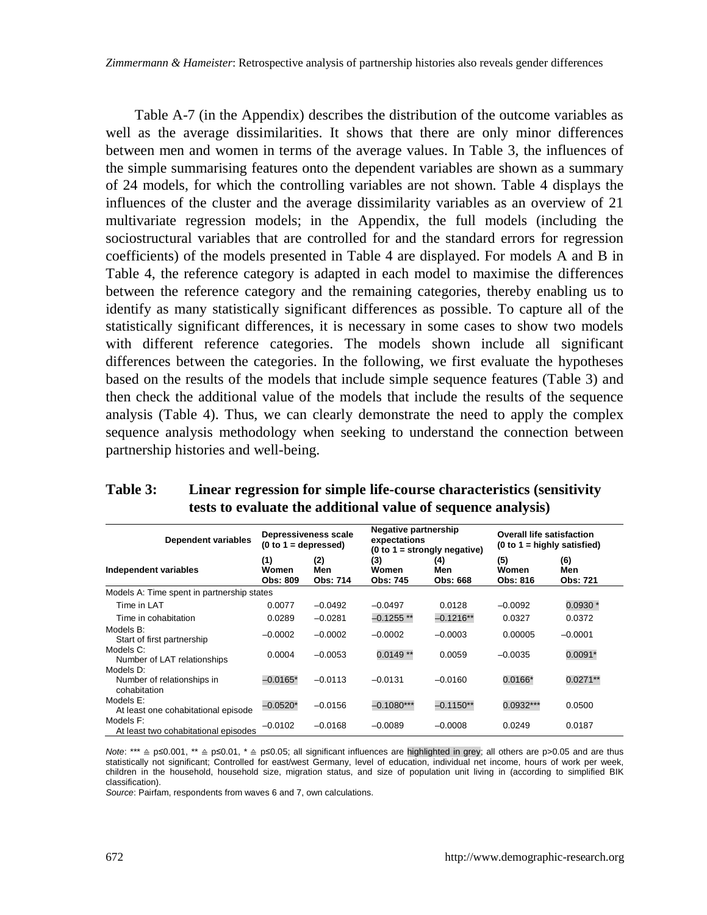Table A-7 (in the Appendix) describes the distribution of the outcome variables as well as the average dissimilarities. It shows that there are only minor differences between men and women in terms of the average values. In Table 3, the influences of the simple summarising features onto the dependent variables are shown as a summary of 24 models, for which the controlling variables are not shown. Table 4 displays the influences of the cluster and the average dissimilarity variables as an overview of 21 multivariate regression models; in the Appendix, the full models (including the sociostructural variables that are controlled for and the standard errors for regression coefficients) of the models presented in Table 4 are displayed. For models A and B in Table 4, the reference category is adapted in each model to maximise the differences between the reference category and the remaining categories, thereby enabling us to identify as many statistically significant differences as possible. To capture all of the statistically significant differences, it is necessary in some cases to show two models with different reference categories. The models shown include all significant differences between the categories. In the following, we first evaluate the hypotheses based on the results of the models that include simple sequence features (Table 3) and then check the additional value of the models that include the results of the sequence analysis (Table 4). Thus, we can clearly demonstrate the need to apply the complex sequence analysis methodology when seeking to understand the connection between partnership histories and well-being.

**Table 3: Linear regression for simple life-course characteristics (sensitivity tests to evaluate the additional value of sequence analysis)**

| Dependent variables | Depressiveness scale (0 to 1 = depressed) | | Negative partnership expectations (0 to 1 = strongly negative) | | Overall life satisfaction (0 to 1 = highly satisfied) | |
|---|---|---|---|---|---|---|
| **Independent variables** | **(1) Women Obs: 809** | **(2) Men Obs: 714** | **(3) Women Obs: 745** | **(4) Men Obs: 668** | **(5) Women Obs: 816** | **(6) Men Obs: 721** |
| Models A: Time spent in partnership states | | | | | | |
| Time in LAT | 0.0077 | –0.0492 | –0.0497 | 0.0128 | –0.0092 | 0.0930 * |
| Time in cohabitation | 0.0289 | –0.0281 | –0.1255 ** | –0.1216** | 0.0327 | 0.0372 |
| Models B: Start of first partnership | –0.0002 | –0.0002 | –0.0002 | –0.0003 | 0.00005 | –0.0001 |
| Models C: Number of LAT relationships | 0.0004 | –0.0053 | 0.0149 ** | 0.0059 | –0.0035 | 0.0091* |
| Models D: Number of relationships in cohabitation | –0.0165* | –0.0113 | –0.0131 | –0.0160 | 0.0166* | 0.0271** |
| Models E: At least one cohabitational episode | –0.0520* | –0.0156 | –0.1080*** | –0.1150** | 0.0932*** | 0.0500 |
| Models F: At least two cohabitational episodes | –0.0102 | –0.0168 | –0.0089 | –0.0008 | 0.0249 | 0.0187 |

*Note*: *** ≙ p≤0.001, ** ≙ p≤0.01, * ≙ p≤0.05; all significant influences are highlighted in grey; all others are p>0.05 and are thus statistically not significant; Controlled for east/west Germany, level of education, individual net income, hours of work per week, children in the household, household size, migration status, and size of population unit living in (according to simplified BIK classification).
*Source*: Pairfam, respondents from waves 6 and 7, own calculations.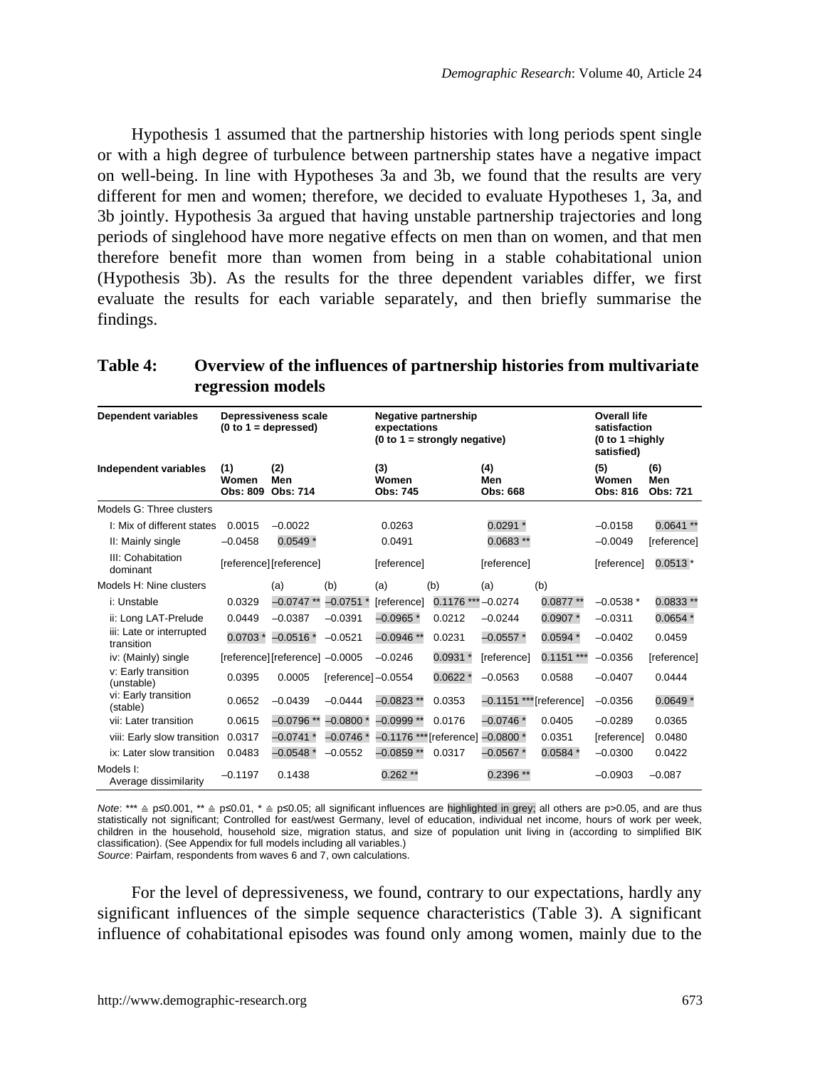Hypothesis 1 assumed that the partnership histories with long periods spent single or with a high degree of turbulence between partnership states have a negative impact on well-being. In line with Hypotheses 3a and 3b, we found that the results are very different for men and women; therefore, we decided to evaluate Hypotheses 1, 3a, and 3b jointly. Hypothesis 3a argued that having unstable partnership trajectories and long periods of singlehood have more negative effects on men than on women, and that men therefore benefit more than women from being in a stable cohabitational union (Hypothesis 3b). As the results for the three dependent variables differ, we first evaluate the results for each variable separately, and then briefly summarise the findings.

**Table 4: Overview of the influences of partnership histories from multivariate regression models**

| Dependent variables | Depressiveness scale (0 to 1 = depressed) | | | Negative partnership expectations (0 to 1 = strongly negative) | | | | Overall life satisfaction (0 to 1 =highly satisfied) | |
|---|---|---|---|---|---|---|---|---|---|
| **Independent variables** | **(1) Women Obs: 809** | **(2) Men Obs: 714** | | **(3) Women Obs: 745** | | **(4) Men Obs: 668** | | **(5) Women Obs: 816** | **(6) Men Obs: 721** |
| Models G: Three clusters | | | | | | | | | |
| I: Mix of different states | 0.0015 | –0.0022 | | 0.0263 | | 0.0291 * | | –0.0158 | 0.0641 ** |
| II: Mainly single | –0.0458 | 0.0549 * | | 0.0491 | | 0.0683 ** | | –0.0049 | [reference] |
| III: Cohabitation dominant | [reference] | [reference] | | [reference] | | [reference] | | [reference] | 0.0513 * |
| Models H: Nine clusters | | (a) | (b) | (a) | (b) | (a) | (b) | | |
| i: Unstable | 0.0329 | –0.0747 ** | –0.0751 * | [reference] | 0.1176 *** | –0.0274 | 0.0877 ** | –0.0538 * | 0.0833 ** |
| ii: Long LAT-Prelude | 0.0449 | –0.0387 | –0.0391 | –0.0965 * | 0.0212 | –0.0244 | 0.0907 * | –0.0311 | 0.0654 * |
| iii: Late or interrupted transition | 0.0703 * | –0.0516 * | –0.0521 | –0.0946 ** | 0.0231 | –0.0557 * | 0.0594 * | –0.0402 | 0.0459 |
| iv: (Mainly) single | [reference] | [reference] | –0.0005 | –0.0246 | 0.0931 * | [reference] | 0.1151 *** | –0.0356 | [reference] |
| v: Early transition (unstable) | 0.0395 | 0.0005 | [reference] | –0.0554 | 0.0622 * | –0.0563 | 0.0588 | –0.0407 | 0.0444 |
| vi: Early transition (stable) | 0.0652 | –0.0439 | –0.0444 | –0.0823 ** | 0.0353 | –0.1151 *** | [reference] | –0.0356 | 0.0649 * |
| vii: Later transition | 0.0615 | –0.0796 ** | –0.0800 * | –0.0999 ** | 0.0176 | –0.0746 * | 0.0405 | –0.0289 | 0.0365 |
| viii: Early slow transition | 0.0317 | –0.0741 * | –0.0746 * | –0.1176 *** | [reference] | –0.0800 * | 0.0351 | [reference] | 0.0480 |
| ix: Later slow transition | 0.0483 | –0.0548 * | –0.0552 | –0.0859 ** | 0.0317 | –0.0567 * | 0.0584 * | –0.0300 | 0.0422 |
| Models I: Average dissimilarity | –0.1197 | 0.1438 | | 0.262 ** | | 0.2396 ** | | –0.0903 | –0.087 |

*Note*: *** ≙ p≤0.001, ** ≙ p≤0.01, * ≙ p≤0.05; all significant influences are highlighted in grey; all others are p>0.05, and are thus statistically not significant; Controlled for east/west Germany, level of education, individual net income, hours of work per week, children in the household, household size, migration status, and size of population unit living in (according to simplified BIK classification). (See Appendix for full models including all variables.)
*Source*: Pairfam, respondents from waves 6 and 7, own calculations.

For the level of depressiveness, we found, contrary to our expectations, hardly any significant influences of the simple sequence characteristics (Table 3). A significant influence of cohabitational episodes was found only among women, mainly due to the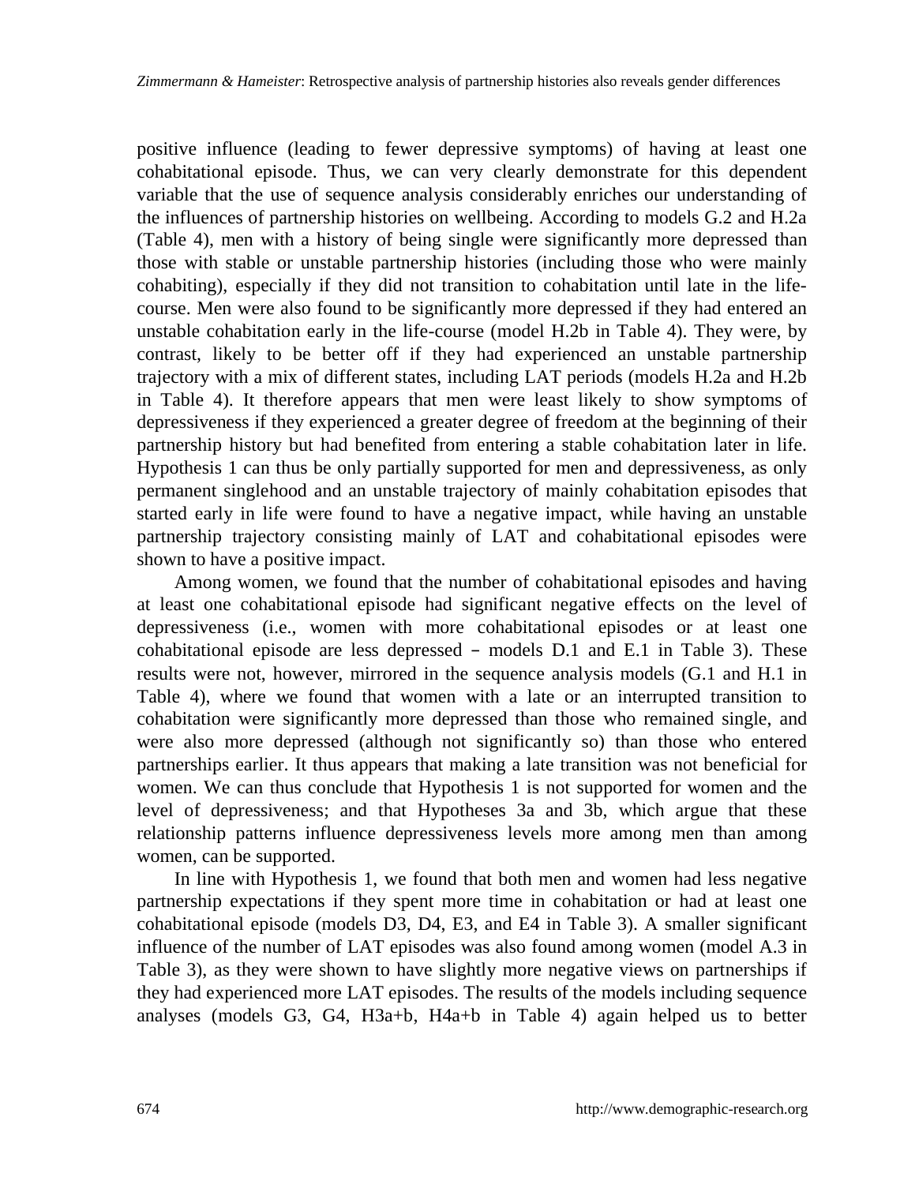positive influence (leading to fewer depressive symptoms) of having at least one cohabitational episode. Thus, we can very clearly demonstrate for this dependent variable that the use of sequence analysis considerably enriches our understanding of the influences of partnership histories on wellbeing. According to models G.2 and H.2a (Table 4), men with a history of being single were significantly more depressed than those with stable or unstable partnership histories (including those who were mainly cohabiting), especially if they did not transition to cohabitation until late in the life-course. Men were also found to be significantly more depressed if they had entered an unstable cohabitation early in the life-course (model H.2b in Table 4). They were, by contrast, likely to be better off if they had experienced an unstable partnership trajectory with a mix of different states, including LAT periods (models H.2a and H.2b in Table 4). It therefore appears that men were least likely to show symptoms of depressiveness if they experienced a greater degree of freedom at the beginning of their partnership history but had benefited from entering a stable cohabitation later in life. Hypothesis 1 can thus be only partially supported for men and depressiveness, as only permanent singlehood and an unstable trajectory of mainly cohabitation episodes that started early in life were found to have a negative impact, while having an unstable partnership trajectory consisting mainly of LAT and cohabitational episodes were shown to have a positive impact.

Among women, we found that the number of cohabitational episodes and having at least one cohabitational episode had significant negative effects on the level of depressiveness (i.e., women with more cohabitational episodes or at least one cohabitational episode are less depressed – models D.1 and E.1 in Table 3). These results were not, however, mirrored in the sequence analysis models (G.1 and H.1 in Table 4), where we found that women with a late or an interrupted transition to cohabitation were significantly more depressed than those who remained single, and were also more depressed (although not significantly so) than those who entered partnerships earlier. It thus appears that making a late transition was not beneficial for women. We can thus conclude that Hypothesis 1 is not supported for women and the level of depressiveness; and that Hypotheses 3a and 3b, which argue that these relationship patterns influence depressiveness levels more among men than among women, can be supported.

In line with Hypothesis 1, we found that both men and women had less negative partnership expectations if they spent more time in cohabitation or had at least one cohabitational episode (models D3, D4, E3, and E4 in Table 3). A smaller significant influence of the number of LAT episodes was also found among women (model A.3 in Table 3), as they were shown to have slightly more negative views on partnerships if they had experienced more LAT episodes. The results of the models including sequence analyses (models G3, G4, H3a+b, H4a+b in Table 4) again helped us to better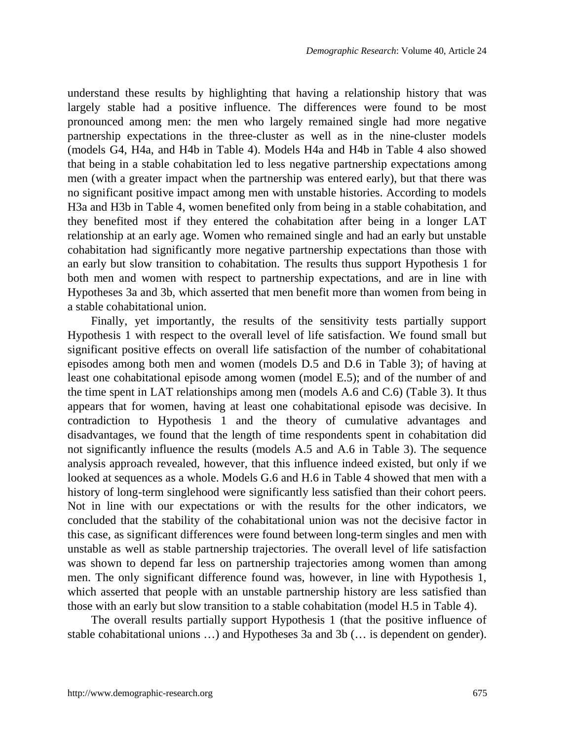understand these results by highlighting that having a relationship history that was largely stable had a positive influence. The differences were found to be most pronounced among men: the men who largely remained single had more negative partnership expectations in the three-cluster as well as in the nine-cluster models (models G4, H4a, and H4b in Table 4). Models H4a and H4b in Table 4 also showed that being in a stable cohabitation led to less negative partnership expectations among men (with a greater impact when the partnership was entered early), but that there was no significant positive impact among men with unstable histories. According to models H3a and H3b in Table 4, women benefited only from being in a stable cohabitation, and they benefited most if they entered the cohabitation after being in a longer LAT relationship at an early age. Women who remained single and had an early but unstable cohabitation had significantly more negative partnership expectations than those with an early but slow transition to cohabitation. The results thus support Hypothesis 1 for both men and women with respect to partnership expectations, and are in line with Hypotheses 3a and 3b, which asserted that men benefit more than women from being in a stable cohabitational union.

Finally, yet importantly, the results of the sensitivity tests partially support Hypothesis 1 with respect to the overall level of life satisfaction. We found small but significant positive effects on overall life satisfaction of the number of cohabitational episodes among both men and women (models D.5 and D.6 in Table 3); of having at least one cohabitational episode among women (model E.5); and of the number of and the time spent in LAT relationships among men (models A.6 and C.6) (Table 3). It thus appears that for women, having at least one cohabitational episode was decisive. In contradiction to Hypothesis 1 and the theory of cumulative advantages and disadvantages, we found that the length of time respondents spent in cohabitation did not significantly influence the results (models A.5 and A.6 in Table 3). The sequence analysis approach revealed, however, that this influence indeed existed, but only if we looked at sequences as a whole. Models G.6 and H.6 in Table 4 showed that men with a history of long-term singlehood were significantly less satisfied than their cohort peers. Not in line with our expectations or with the results for the other indicators, we concluded that the stability of the cohabitational union was not the decisive factor in this case, as significant differences were found between long-term singles and men with unstable as well as stable partnership trajectories. The overall level of life satisfaction was shown to depend far less on partnership trajectories among women than among men. The only significant difference found was, however, in line with Hypothesis 1, which asserted that people with an unstable partnership history are less satisfied than those with an early but slow transition to a stable cohabitation (model H.5 in Table 4).

The overall results partially support Hypothesis 1 (that the positive influence of stable cohabitational unions …) and Hypotheses 3a and 3b (… is dependent on gender).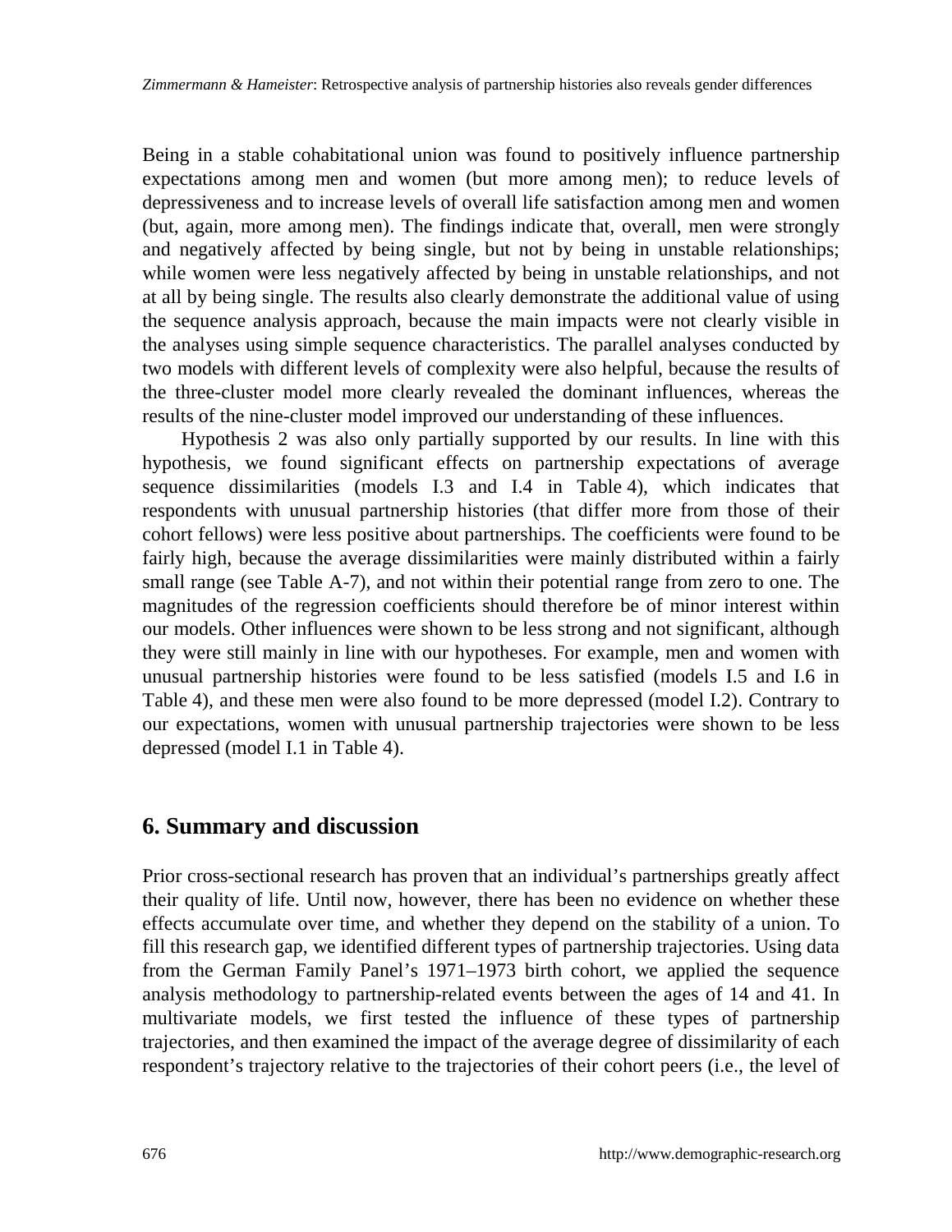Being in a stable cohabitational union was found to positively influence partnership expectations among men and women (but more among men); to reduce levels of depressiveness and to increase levels of overall life satisfaction among men and women (but, again, more among men). The findings indicate that, overall, men were strongly and negatively affected by being single, but not by being in unstable relationships; while women were less negatively affected by being in unstable relationships, and not at all by being single. The results also clearly demonstrate the additional value of using the sequence analysis approach, because the main impacts were not clearly visible in the analyses using simple sequence characteristics. The parallel analyses conducted by two models with different levels of complexity were also helpful, because the results of the three-cluster model more clearly revealed the dominant influences, whereas the results of the nine-cluster model improved our understanding of these influences.

Hypothesis 2 was also only partially supported by our results. In line with this hypothesis, we found significant effects on partnership expectations of average sequence dissimilarities (models I.3 and I.4 in Table 4), which indicates that respondents with unusual partnership histories (that differ more from those of their cohort fellows) were less positive about partnerships. The coefficients were found to be fairly high, because the average dissimilarities were mainly distributed within a fairly small range (see Table A-7), and not within their potential range from zero to one. The magnitudes of the regression coefficients should therefore be of minor interest within our models. Other influences were shown to be less strong and not significant, although they were still mainly in line with our hypotheses. For example, men and women with unusual partnership histories were found to be less satisfied (models I.5 and I.6 in Table 4), and these men were also found to be more depressed (model I.2). Contrary to our expectations, women with unusual partnership trajectories were shown to be less depressed (model I.1 in Table 4).

## 6. Summary and discussion

Prior cross-sectional research has proven that an individual's partnerships greatly affect their quality of life. Until now, however, there has been no evidence on whether these effects accumulate over time, and whether they depend on the stability of a union. To fill this research gap, we identified different types of partnership trajectories. Using data from the German Family Panel's 1971–1973 birth cohort, we applied the sequence analysis methodology to partnership-related events between the ages of 14 and 41. In multivariate models, we first tested the influence of these types of partnership trajectories, and then examined the impact of the average degree of dissimilarity of each respondent's trajectory relative to the trajectories of their cohort peers (i.e., the level of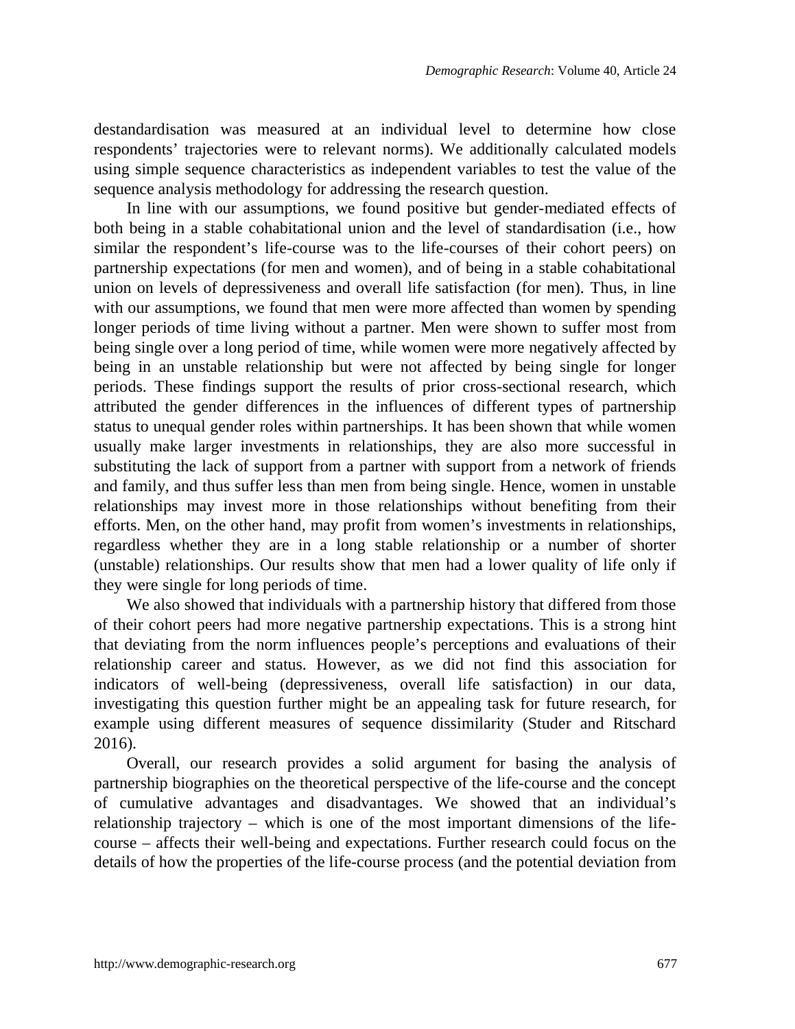destandardisation was measured at an individual level to determine how close respondents' trajectories were to relevant norms). We additionally calculated models using simple sequence characteristics as independent variables to test the value of the sequence analysis methodology for addressing the research question.

In line with our assumptions, we found positive but gender-mediated effects of both being in a stable cohabitational union and the level of standardisation (i.e., how similar the respondent's life-course was to the life-courses of their cohort peers) on partnership expectations (for men and women), and of being in a stable cohabitational union on levels of depressiveness and overall life satisfaction (for men). Thus, in line with our assumptions, we found that men were more affected than women by spending longer periods of time living without a partner. Men were shown to suffer most from being single over a long period of time, while women were more negatively affected by being in an unstable relationship but were not affected by being single for longer periods. These findings support the results of prior cross-sectional research, which attributed the gender differences in the influences of different types of partnership status to unequal gender roles within partnerships. It has been shown that while women usually make larger investments in relationships, they are also more successful in substituting the lack of support from a partner with support from a network of friends and family, and thus suffer less than men from being single. Hence, women in unstable relationships may invest more in those relationships without benefiting from their efforts. Men, on the other hand, may profit from women's investments in relationships, regardless whether they are in a long stable relationship or a number of shorter (unstable) relationships. Our results show that men had a lower quality of life only if they were single for long periods of time.

We also showed that individuals with a partnership history that differed from those of their cohort peers had more negative partnership expectations. This is a strong hint that deviating from the norm influences people's perceptions and evaluations of their relationship career and status. However, as we did not find this association for indicators of well-being (depressiveness, overall life satisfaction) in our data, investigating this question further might be an appealing task for future research, for example using different measures of sequence dissimilarity (Studer and Ritschard 2016).

Overall, our research provides a solid argument for basing the analysis of partnership biographies on the theoretical perspective of the life-course and the concept of cumulative advantages and disadvantages. We showed that an individual's relationship trajectory – which is one of the most important dimensions of the life-course – affects their well-being and expectations. Further research could focus on the details of how the properties of the life-course process (and the potential deviation from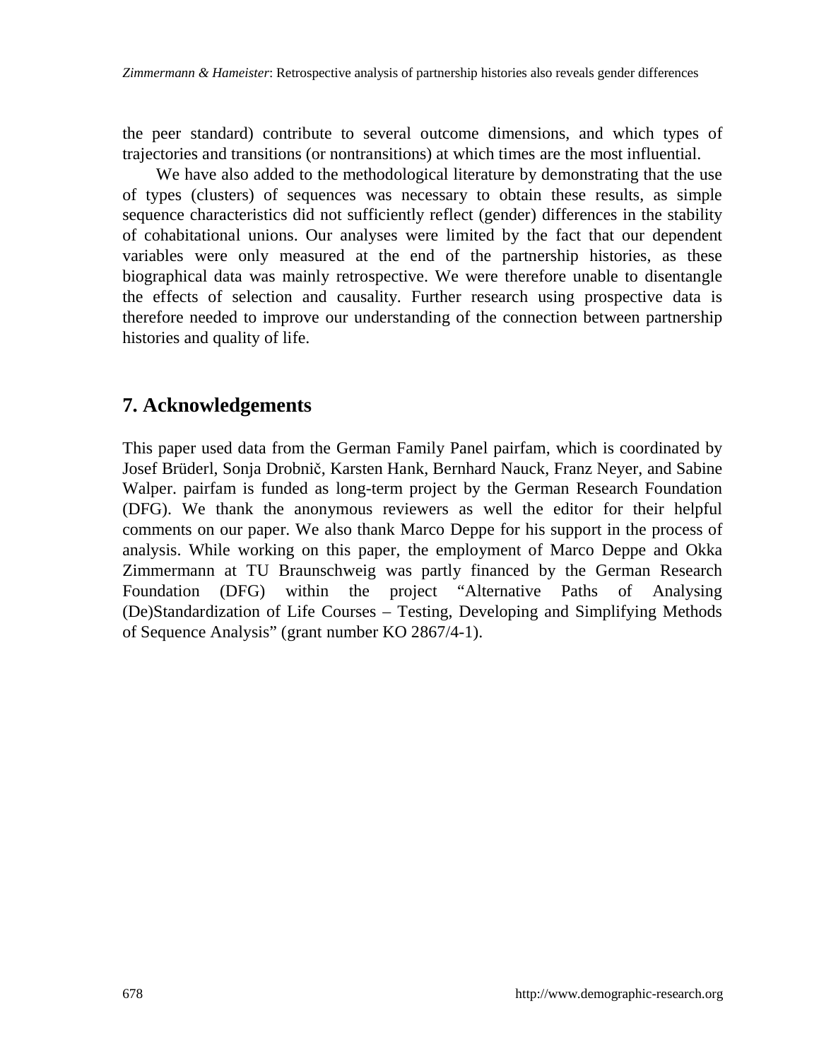the peer standard) contribute to several outcome dimensions, and which types of trajectories and transitions (or nontransitions) at which times are the most influential.

We have also added to the methodological literature by demonstrating that the use of types (clusters) of sequences was necessary to obtain these results, as simple sequence characteristics did not sufficiently reflect (gender) differences in the stability of cohabitational unions. Our analyses were limited by the fact that our dependent variables were only measured at the end of the partnership histories, as these biographical data was mainly retrospective. We were therefore unable to disentangle the effects of selection and causality. Further research using prospective data is therefore needed to improve our understanding of the connection between partnership histories and quality of life.

## 7. Acknowledgements

This paper used data from the German Family Panel pairfam, which is coordinated by Josef Brüderl, Sonja Drobnič, Karsten Hank, Bernhard Nauck, Franz Neyer, and Sabine Walper. pairfam is funded as long-term project by the German Research Foundation (DFG). We thank the anonymous reviewers as well the editor for their helpful comments on our paper. We also thank Marco Deppe for his support in the process of analysis. While working on this paper, the employment of Marco Deppe and Okka Zimmermann at TU Braunschweig was partly financed by the German Research Foundation (DFG) within the project "Alternative Paths of Analysing (De)Standardization of Life Courses – Testing, Developing and Simplifying Methods of Sequence Analysis" (grant number KO 2867/4-1).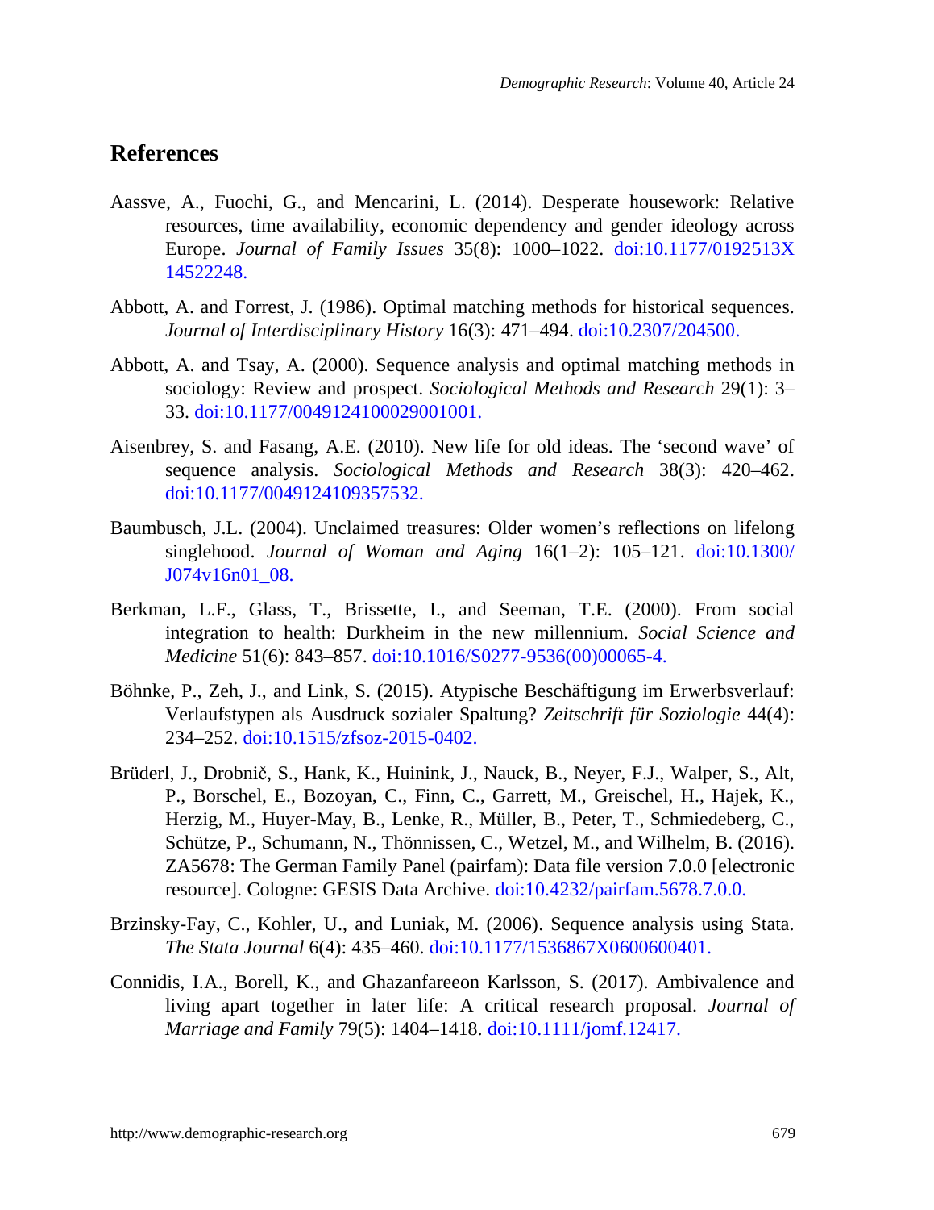## References

Aassve, A., Fuochi, G., and Mencarini, L. (2014). Desperate housework: Relative resources, time availability, economic dependency and gender ideology across Europe. *Journal of Family Issues* 35(8): 1000–1022. doi:10.1177/0192513X14522248.

Abbott, A. and Forrest, J. (1986). Optimal matching methods for historical sequences. *Journal of Interdisciplinary History* 16(3): 471–494. doi:10.2307/204500.

Abbott, A. and Tsay, A. (2000). Sequence analysis and optimal matching methods in sociology: Review and prospect. *Sociological Methods and Research* 29(1): 3–33. doi:10.1177/0049124100029001001.

Aisenbrey, S. and Fasang, A.E. (2010). New life for old ideas. The 'second wave' of sequence analysis. *Sociological Methods and Research* 38(3): 420–462. doi:10.1177/0049124109357532.

Baumbusch, J.L. (2004). Unclaimed treasures: Older women's reflections on lifelong singlehood. *Journal of Woman and Aging* 16(1–2): 105–121. doi:10.1300/J074v16n01_08.

Berkman, L.F., Glass, T., Brissette, I., and Seeman, T.E. (2000). From social integration to health: Durkheim in the new millennium. *Social Science and Medicine* 51(6): 843–857. doi:10.1016/S0277-9536(00)00065-4.

Böhnke, P., Zeh, J., and Link, S. (2015). Atypische Beschäftigung im Erwerbsverlauf: Verlaufstypen als Ausdruck sozialer Spaltung? *Zeitschrift für Soziologie* 44(4): 234–252. doi:10.1515/zfsoz-2015-0402.

Brüderl, J., Drobnič, S., Hank, K., Huinink, J., Nauck, B., Neyer, F.J., Walper, S., Alt, P., Borschel, E., Bozoyan, C., Finn, C., Garrett, M., Greischel, H., Hajek, K., Herzig, M., Huyer-May, B., Lenke, R., Müller, B., Peter, T., Schmiedeberg, C., Schütze, P., Schumann, N., Thönnissen, C., Wetzel, M., and Wilhelm, B. (2016). ZA5678: The German Family Panel (pairfam): Data file version 7.0.0 [electronic resource]. Cologne: GESIS Data Archive. doi:10.4232/pairfam.5678.7.0.0.

Brzinsky-Fay, C., Kohler, U., and Luniak, M. (2006). Sequence analysis using Stata. *The Stata Journal* 6(4): 435–460. doi:10.1177/1536867X0600600401.

Connidis, I.A., Borell, K., and Ghazanfareeon Karlsson, S. (2017). Ambivalence and living apart together in later life: A critical research proposal. *Journal of Marriage and Family* 79(5): 1404–1418. doi:10.1111/jomf.12417.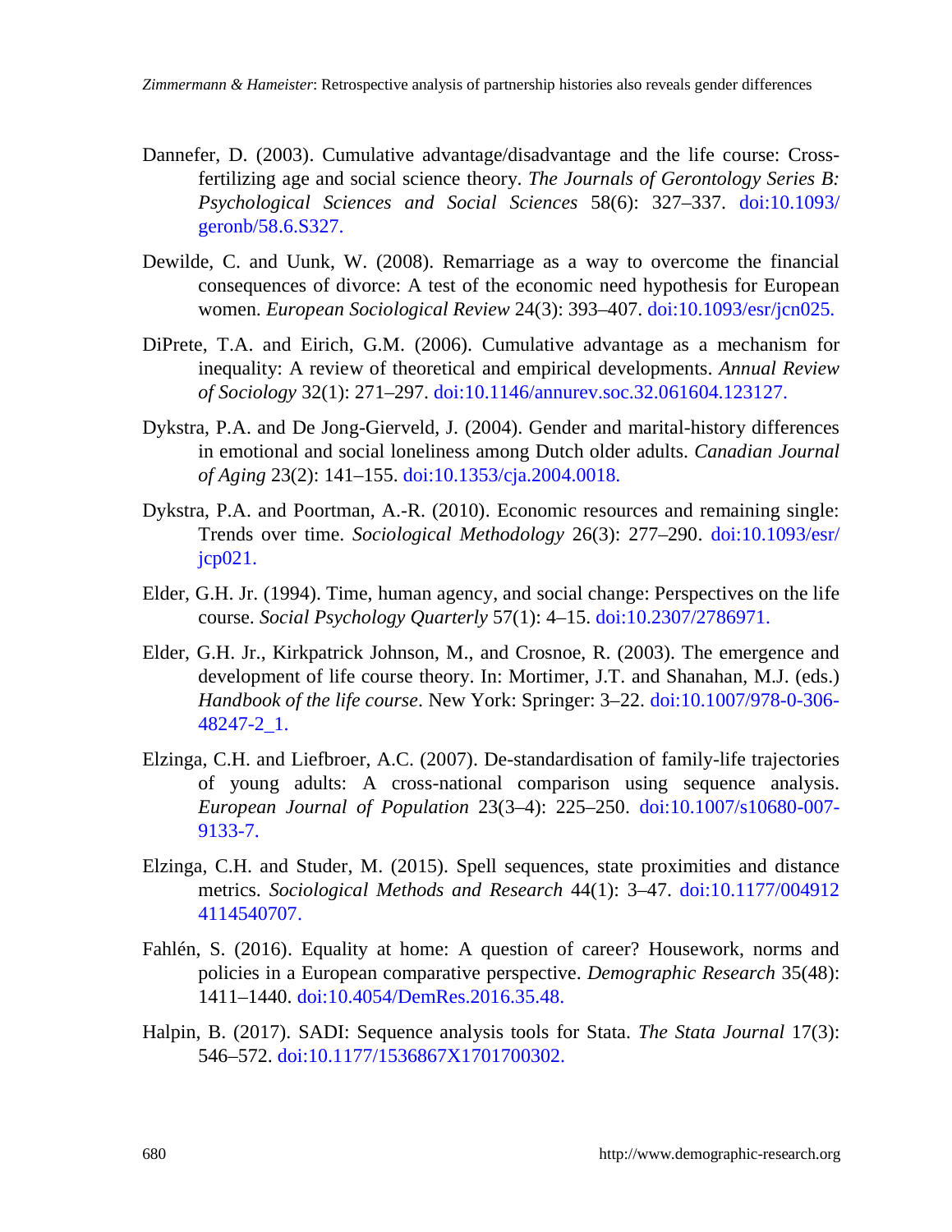Dannefer, D. (2003). Cumulative advantage/disadvantage and the life course: Cross-fertilizing age and social science theory. *The Journals of Gerontology Series B: Psychological Sciences and Social Sciences* 58(6): 327–337. doi:10.1093/geronb/58.6.S327.

Dewilde, C. and Uunk, W. (2008). Remarriage as a way to overcome the financial consequences of divorce: A test of the economic need hypothesis for European women. *European Sociological Review* 24(3): 393–407. doi:10.1093/esr/jcn025.

DiPrete, T.A. and Eirich, G.M. (2006). Cumulative advantage as a mechanism for inequality: A review of theoretical and empirical developments. *Annual Review of Sociology* 32(1): 271–297. doi:10.1146/annurev.soc.32.061604.123127.

Dykstra, P.A. and De Jong-Gierveld, J. (2004). Gender and marital-history differences in emotional and social loneliness among Dutch older adults. *Canadian Journal of Aging* 23(2): 141–155. doi:10.1353/cja.2004.0018.

Dykstra, P.A. and Poortman, A.-R. (2010). Economic resources and remaining single: Trends over time. *Sociological Methodology* 26(3): 277–290. doi:10.1093/esr/jcp021.

Elder, G.H. Jr. (1994). Time, human agency, and social change: Perspectives on the life course. *Social Psychology Quarterly* 57(1): 4–15. doi:10.2307/2786971.

Elder, G.H. Jr., Kirkpatrick Johnson, M., and Crosnoe, R. (2003). The emergence and development of life course theory. In: Mortimer, J.T. and Shanahan, M.J. (eds.) *Handbook of the life course*. New York: Springer: 3–22. doi:10.1007/978-0-306-48247-2_1.

Elzinga, C.H. and Liefbroer, A.C. (2007). De-standardisation of family-life trajectories of young adults: A cross-national comparison using sequence analysis. *European Journal of Population* 23(3–4): 225–250. doi:10.1007/s10680-007-9133-7.

Elzinga, C.H. and Studer, M. (2015). Spell sequences, state proximities and distance metrics. *Sociological Methods and Research* 44(1): 3–47. doi:10.1177/0049124114540707.

Fahlén, S. (2016). Equality at home: A question of career? Housework, norms and policies in a European comparative perspective. *Demographic Research* 35(48): 1411–1440. doi:10.4054/DemRes.2016.35.48.

Halpin, B. (2017). SADI: Sequence analysis tools for Stata. *The Stata Journal* 17(3): 546–572. doi:10.1177/1536867X1701700302.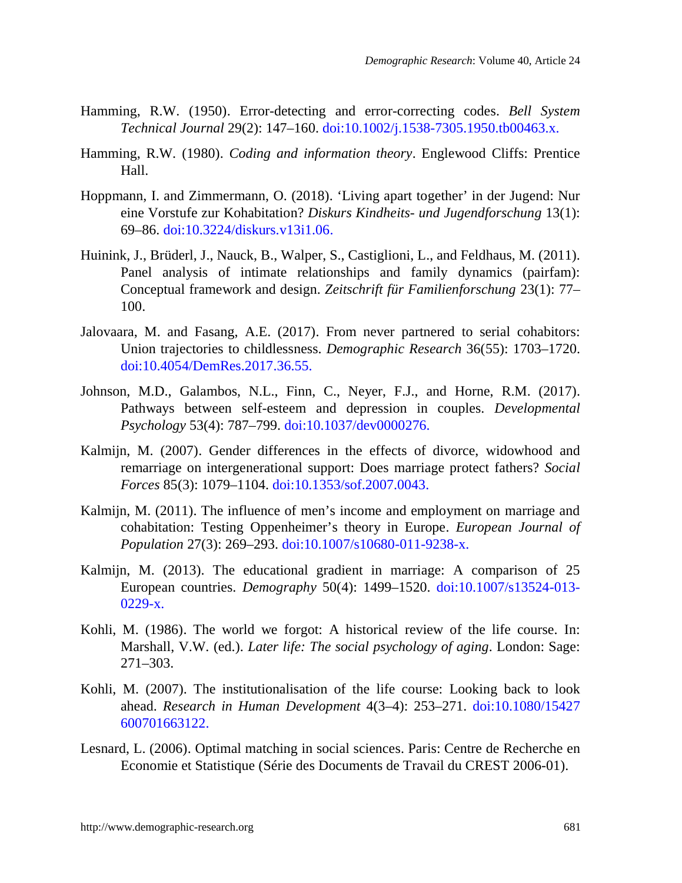Hamming, R.W. (1950). Error-detecting and error-correcting codes. *Bell System Technical Journal* 29(2): 147–160. doi:10.1002/j.1538-7305.1950.tb00463.x.

Hamming, R.W. (1980). *Coding and information theory*. Englewood Cliffs: Prentice Hall.

Hoppmann, I. and Zimmermann, O. (2018). 'Living apart together' in der Jugend: Nur eine Vorstufe zur Kohabitation? *Diskurs Kindheits- und Jugendforschung* 13(1): 69–86. doi:10.3224/diskurs.v13i1.06.

Huinink, J., Brüderl, J., Nauck, B., Walper, S., Castiglioni, L., and Feldhaus, M. (2011). Panel analysis of intimate relationships and family dynamics (pairfam): Conceptual framework and design. *Zeitschrift für Familienforschung* 23(1): 77–100.

Jalovaara, M. and Fasang, A.E. (2017). From never partnered to serial cohabitors: Union trajectories to childlessness. *Demographic Research* 36(55): 1703–1720. doi:10.4054/DemRes.2017.36.55.

Johnson, M.D., Galambos, N.L., Finn, C., Neyer, F.J., and Horne, R.M. (2017). Pathways between self-esteem and depression in couples. *Developmental Psychology* 53(4): 787–799. doi:10.1037/dev0000276.

Kalmijn, M. (2007). Gender differences in the effects of divorce, widowhood and remarriage on intergenerational support: Does marriage protect fathers? *Social Forces* 85(3): 1079–1104. doi:10.1353/sof.2007.0043.

Kalmijn, M. (2011). The influence of men's income and employment on marriage and cohabitation: Testing Oppenheimer's theory in Europe. *European Journal of Population* 27(3): 269–293. doi:10.1007/s10680-011-9238-x.

Kalmijn, M. (2013). The educational gradient in marriage: A comparison of 25 European countries. *Demography* 50(4): 1499–1520. doi:10.1007/s13524-013-0229-x.

Kohli, M. (1986). The world we forgot: A historical review of the life course. In: Marshall, V.W. (ed.). *Later life: The social psychology of aging*. London: Sage: 271–303.

Kohli, M. (2007). The institutionalisation of the life course: Looking back to look ahead. *Research in Human Development* 4(3–4): 253–271. doi:10.1080/15427600701663122.

Lesnard, L. (2006). Optimal matching in social sciences. Paris: Centre de Recherche en Economie et Statistique (Série des Documents de Travail du CREST 2006-01).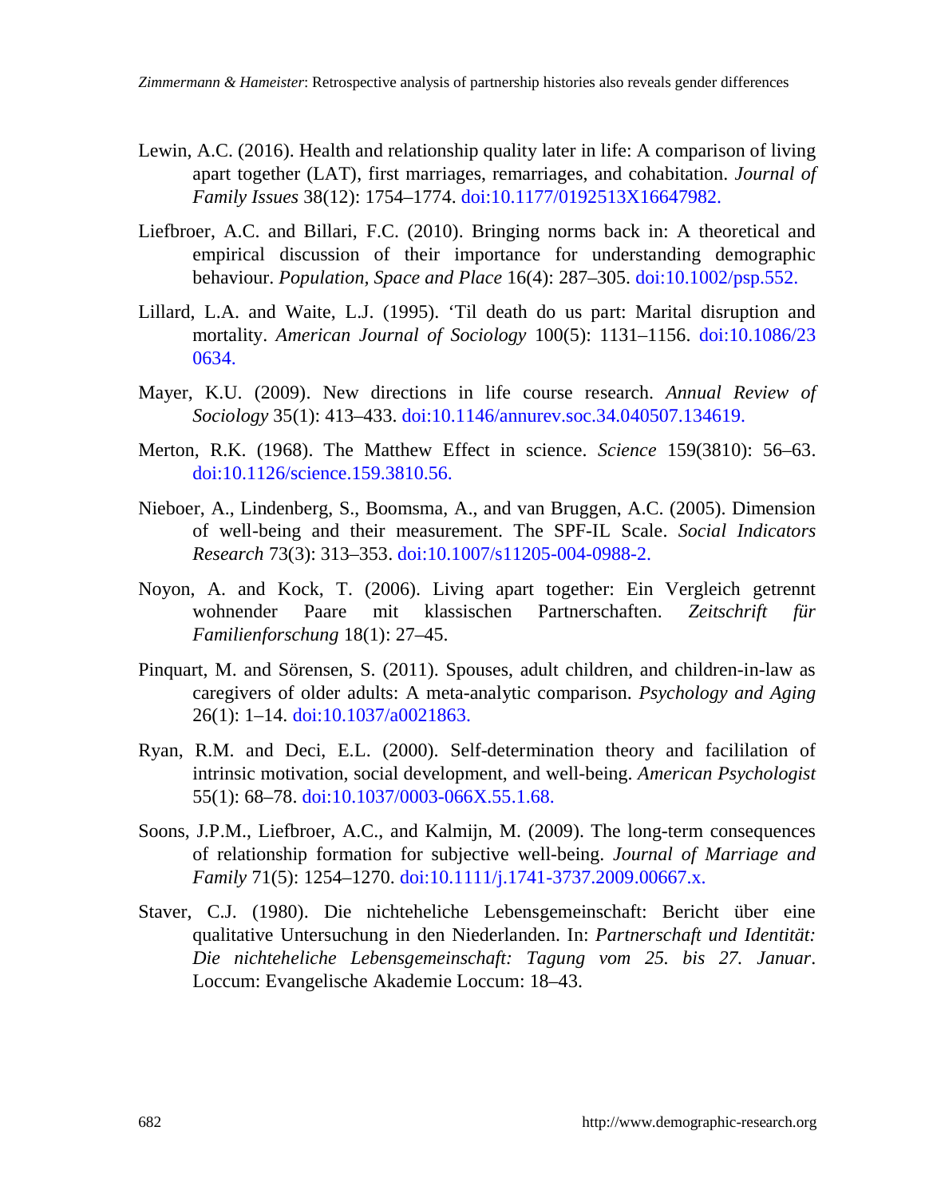Lewin, A.C. (2016). Health and relationship quality later in life: A comparison of living apart together (LAT), first marriages, remarriages, and cohabitation. *Journal of Family Issues* 38(12): 1754–1774. doi:10.1177/0192513X16647982.

Liefbroer, A.C. and Billari, F.C. (2010). Bringing norms back in: A theoretical and empirical discussion of their importance for understanding demographic behaviour. *Population, Space and Place* 16(4): 287–305. doi:10.1002/psp.552.

Lillard, L.A. and Waite, L.J. (1995). 'Til death do us part: Marital disruption and mortality. *American Journal of Sociology* 100(5): 1131–1156. doi:10.1086/230634.

Mayer, K.U. (2009). New directions in life course research. *Annual Review of Sociology* 35(1): 413–433. doi:10.1146/annurev.soc.34.040507.134619.

Merton, R.K. (1968). The Matthew Effect in science. *Science* 159(3810): 56–63. doi:10.1126/science.159.3810.56.

Nieboer, A., Lindenberg, S., Boomsma, A., and van Bruggen, A.C. (2005). Dimension of well-being and their measurement. The SPF-IL Scale. *Social Indicators Research* 73(3): 313–353. doi:10.1007/s11205-004-0988-2.

Noyon, A. and Kock, T. (2006). Living apart together: Ein Vergleich getrennt wohnender Paare mit klassischen Partnerschaften. *Zeitschrift für Familienforschung* 18(1): 27–45.

Pinquart, M. and Sörensen, S. (2011). Spouses, adult children, and children-in-law as caregivers of older adults: A meta-analytic comparison. *Psychology and Aging* 26(1): 1–14. doi:10.1037/a0021863.

Ryan, R.M. and Deci, E.L. (2000). Self-determination theory and facililation of intrinsic motivation, social development, and well-being. *American Psychologist* 55(1): 68–78. doi:10.1037/0003-066X.55.1.68.

Soons, J.P.M., Liefbroer, A.C., and Kalmijn, M. (2009). The long-term consequences of relationship formation for subjective well-being. *Journal of Marriage and Family* 71(5): 1254–1270. doi:10.1111/j.1741-3737.2009.00667.x.

Staver, C.J. (1980). Die nichteheliche Lebensgemeinschaft: Bericht über eine qualitative Untersuchung in den Niederlanden. In: *Partnerschaft und Identität: Die nichteheliche Lebensgemeinschaft: Tagung vom 25. bis 27. Januar*. Loccum: Evangelische Akademie Loccum: 18–43.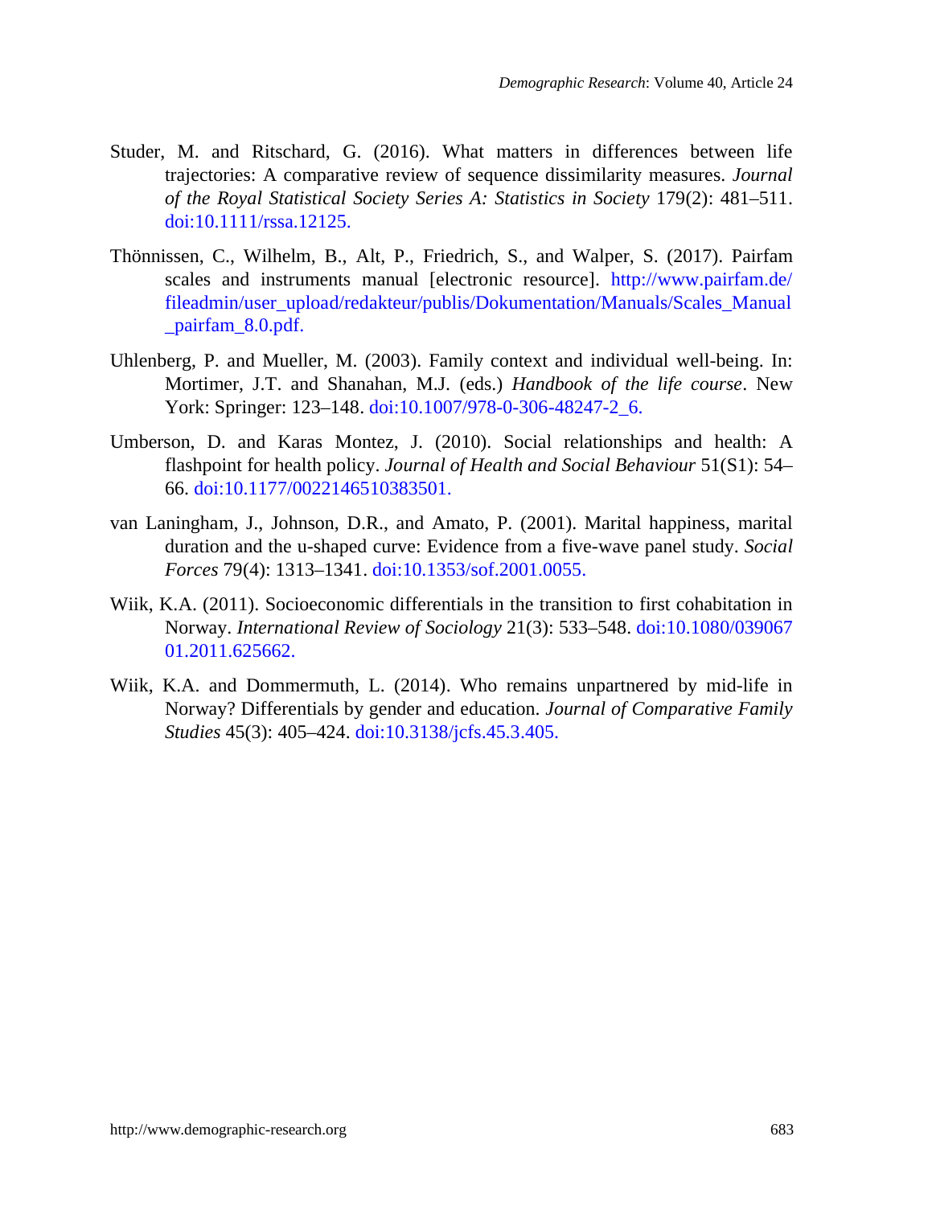Studer, M. and Ritschard, G. (2016). What matters in differences between life trajectories: A comparative review of sequence dissimilarity measures. *Journal of the Royal Statistical Society Series A: Statistics in Society* 179(2): 481–511. doi:10.1111/rssa.12125.

Thönnissen, C., Wilhelm, B., Alt, P., Friedrich, S., and Walper, S. (2017). Pairfam scales and instruments manual [electronic resource]. http://www.pairfam.de/fileadmin/user_upload/redakteur/publis/Dokumentation/Manuals/Scales_Manual_pairfam_8.0.pdf.

Uhlenberg, P. and Mueller, M. (2003). Family context and individual well-being. In: Mortimer, J.T. and Shanahan, M.J. (eds.) *Handbook of the life course*. New York: Springer: 123–148. doi:10.1007/978-0-306-48247-2_6.

Umberson, D. and Karas Montez, J. (2010). Social relationships and health: A flashpoint for health policy. *Journal of Health and Social Behaviour* 51(S1): 54–66. doi:10.1177/0022146510383501.

van Laningham, J., Johnson, D.R., and Amato, P. (2001). Marital happiness, marital duration and the u-shaped curve: Evidence from a five-wave panel study. *Social Forces* 79(4): 1313–1341. doi:10.1353/sof.2001.0055.

Wiik, K.A. (2011). Socioeconomic differentials in the transition to first cohabitation in Norway. *International Review of Sociology* 21(3): 533–548. doi:10.1080/03906701.2011.625662.

Wiik, K.A. and Dommermuth, L. (2014). Who remains unpartnered by mid-life in Norway? Differentials by gender and education. *Journal of Comparative Family Studies* 45(3): 405–424. doi:10.3138/jcfs.45.3.405.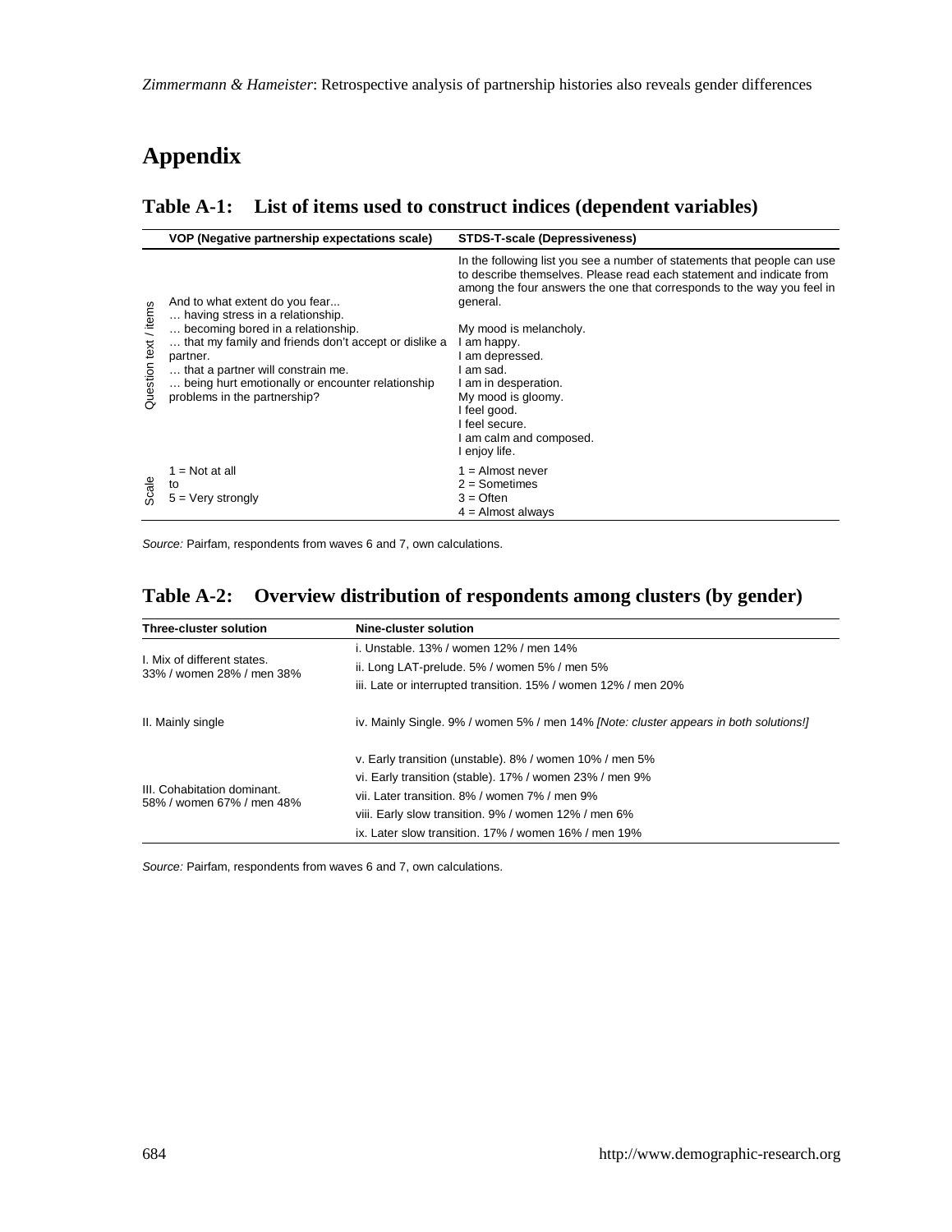# Appendix

## Table A-1: List of items used to construct indices (dependent variables)

| | VOP (Negative partnership expectations scale) | STDS-T-scale (Depressiveness) |
|---|---|---|
| Question text / items | And to what extent do you fear...<br>… having stress in a relationship.<br>… becoming bored in a relationship.<br>… that my family and friends don't accept or dislike a partner.<br>… that a partner will constrain me.<br>… being hurt emotionally or encounter relationship problems in the partnership? | In the following list you see a number of statements that people can use to describe themselves. Please read each statement and indicate from among the four answers the one that corresponds to the way you feel in general.<br><br>My mood is melancholy.<br>I am happy.<br>I am depressed.<br>I am sad.<br>I am in desperation.<br>My mood is gloomy.<br>I feel good.<br>I feel secure.<br>I am calm and composed.<br>I enjoy life. |
| Scale | 1 = Not at all<br>to<br>5 = Very strongly | 1 = Almost never<br>2 = Sometimes<br>3 = Often<br>4 = Almost always |

*Source:* Pairfam, respondents from waves 6 and 7, own calculations.

## Table A-2: Overview distribution of respondents among clusters (by gender)

| Three-cluster solution | Nine-cluster solution |
|---|---|
| I. Mix of different states.<br>33% / women 28% / men 38% | i. Unstable. 13% / women 12% / men 14% |
| | ii. Long LAT-prelude. 5% / women 5% / men 5% |
| | iii. Late or interrupted transition. 15% / women 12% / men 20% |
| II. Mainly single | iv. Mainly Single. 9% / women 5% / men 14% *[Note: cluster appears in both solutions!]* |
| III. Cohabitation dominant.<br>58% / women 67% / men 48% | v. Early transition (unstable). 8% / women 10% / men 5% |
| | vi. Early transition (stable). 17% / women 23% / men 9% |
| | vii. Later transition. 8% / women 7% / men 9% |
| | viii. Early slow transition. 9% / women 12% / men 6% |
| | ix. Later slow transition. 17% / women 16% / men 19% |

*Source:* Pairfam, respondents from waves 6 and 7, own calculations.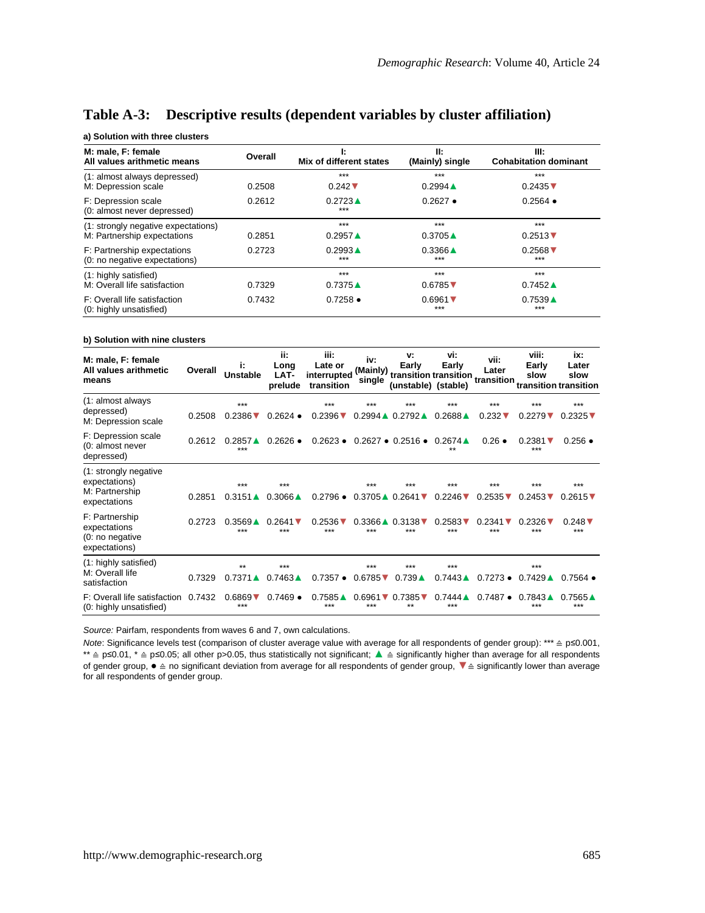## Table A-3: Descriptive results (dependent variables by cluster affiliation)

**a) Solution with three clusters**

| M: male, F: female<br>All values arithmetic means | Overall | I:<br>Mix of different states | II:<br>(Mainly) single | III:<br>Cohabitation dominant |
|---|---|---|---|---|
| (1: almost always depressed)<br>M: Depression scale | 0.2508 | *** 0.242▼ | *** 0.2994▲ | *** 0.2435▼ |
| F: Depression scale<br>(0: almost never depressed) | 0.2612 | 0.2723▲ *** | 0.2627 ● | 0.2564 ● |
| (1: strongly negative expectations)<br>M: Partnership expectations | 0.2851 | *** 0.2957▲ | *** 0.3705▲ | *** 0.2513▼ |
| F: Partnership expectations<br>(0: no negative expectations) | 0.2723 | 0.2993▲ *** | 0.3366▲ *** | 0.2568▼ *** |
| (1: highly satisfied)<br>M: Overall life satisfaction | 0.7329 | *** 0.7375▲ | *** 0.6785▼ | *** 0.7452▲ |
| F: Overall life satisfaction<br>(0: highly unsatisfied) | 0.7432 | 0.7258 ● | 0.6961▼ *** | 0.7539▲ *** |

**b) Solution with nine clusters**

| M: male, F: female<br>All values arithmetic means | Overall | i:<br>Unstable | ii:<br>Long LAT-prelude | iii:<br>Late or interrupted transition | iv:<br>(Mainly) single | v:<br>Early transition (unstable) | vi:<br>Early transition (stable) | vii:<br>Later transition | viii:<br>Early slow transition | ix:<br>Later slow transition |
|---|---|---|---|---|---|---|---|---|---|---|
| (1: almost always depressed)<br>M: Depression scale | 0.2508 | *** 0.2386▼ | 0.2624 ● | *** 0.2396▼ | *** 0.2994▲ | *** 0.2792▲ | *** 0.2688▲ | *** 0.232▼ | *** 0.2279▼ | *** 0.2325▼ |
| F: Depression scale<br>(0: almost never depressed) | 0.2612 | 0.2857▲ *** | 0.2626 ● | 0.2623 ● | 0.2627 ● | 0.2516 ● | 0.2674▲ ** | 0.26 ● | 0.2381▼ *** | 0.256 ● |
| (1: strongly negative expectations)<br>M: Partnership expectations | 0.2851 | *** 0.3151▲ | *** 0.3066▲ | 0.2796 ● | *** 0.3705▲ | *** 0.2641▼ | *** 0.2246▼ | *** 0.2535▼ | *** 0.2453▼ | *** 0.2615▼ |
| F: Partnership expectations<br>(0: no negative expectations) | 0.2723 | 0.3569▲ *** | 0.2641▼ *** | 0.2536▼ *** | 0.3366▲ *** | 0.3138▼ *** | 0.2583▼ *** | 0.2341▼ *** | 0.2326▼ *** | 0.248▼ *** |
| (1: highly satisfied)<br>M: Overall life satisfaction | 0.7329 | ** 0.7371▲ | *** 0.7463▲ | 0.7357 ● | *** 0.6785▼ | *** 0.739▲ | *** 0.7443▲ | 0.7273 ● | *** 0.7429▲ | 0.7564 ● |
| F: Overall life satisfaction<br>(0: highly unsatisfied) | 0.7432 | 0.6869▼ *** | 0.7469 ● | 0.7585▲ *** | 0.6961▼ *** | 0.7385▼ ** | 0.7444▲ *** | 0.7487 ● | 0.7843▲ *** | 0.7565▲ *** |

*Source:* Pairfam, respondents from waves 6 and 7, own calculations.

*Note*: Significance levels test (comparison of cluster average value with average for all respondents of gender group): *** ≙ p≤0.001, ** ≙ p≤0.01, * ≙ p≤0.05; all other p>0.05, thus statistically not significant; ▲ ≙ significantly higher than average for all respondents of gender group, ● ≙ no significant deviation from average for all respondents of gender group, ▼ ≙ significantly lower than average for all respondents of gender group.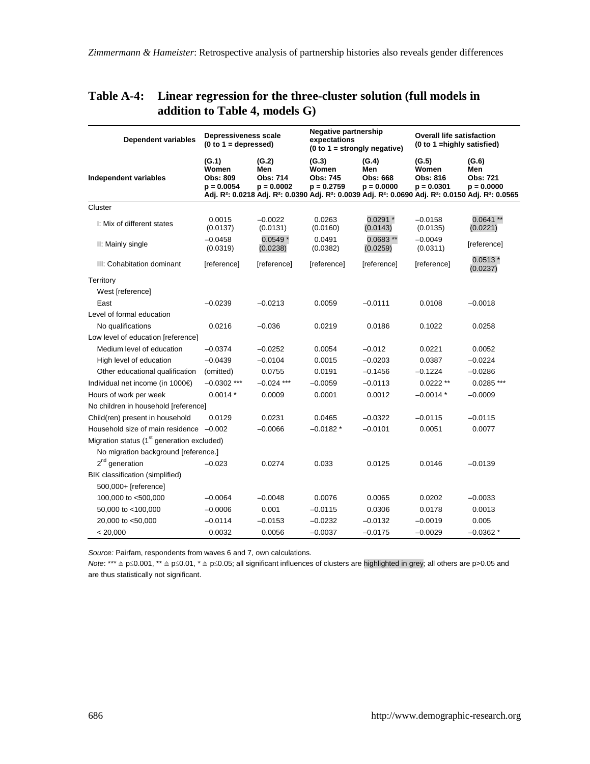## Table A-4: Linear regression for the three-cluster solution (full models in addition to Table 4, models G)

| Dependent variables | Depressiveness scale (0 to 1 = depressed) | | Negative partnership expectations (0 to 1 = strongly negative) | | Overall life satisfaction (0 to 1 =highly satisfied) | |
|---|---|---|---|---|---|---|
| Independent variables | (G.1) Women Obs: 809 p = 0.0054 Adj. $R^2$: 0.0218 | (G.2) Men Obs: 714 p = 0.0002 Adj. $R^2$: 0.0390 | (G.3) Women Obs: 745 p = 0.2759 Adj. $R^2$: 0.0039 | (G.4) Men Obs: 668 p = 0.0000 Adj. $R^2$: 0.0690 | (G.5) Women Obs: 816 p = 0.0301 Adj. $R^2$: 0.0150 | (G.6) Men Obs: 721 p = 0.0000 Adj. $R^2$: 0.0565 |
| Cluster | | | | | | |
| I: Mix of different states | 0.0015 (0.0137) | –0.0022 (0.0131) | 0.0263 (0.0160) | 0.0291 * (0.0143) | –0.0158 (0.0135) | 0.0641 ** (0.0221) |
| II: Mainly single | –0.0458 (0.0319) | 0.0549 * (0.0238) | 0.0491 (0.0382) | 0.0683 ** (0.0259) | –0.0049 (0.0311) | [reference] |
| III: Cohabitation dominant | [reference] | [reference] | [reference] | [reference] | [reference] | 0.0513 * (0.0237) |
| Territory | | | | | | |
| West [reference] | | | | | | |
| East | –0.0239 | –0.0213 | 0.0059 | –0.0111 | 0.0108 | –0.0018 |
| Level of formal education | | | | | | |
| No qualifications | 0.0216 | –0.036 | 0.0219 | 0.0186 | 0.1022 | 0.0258 |
| Low level of education [reference] | | | | | | |
| Medium level of education | –0.0374 | –0.0252 | 0.0054 | –0.012 | 0.0221 | 0.0052 |
| High level of education | –0.0439 | –0.0104 | 0.0015 | –0.0203 | 0.0387 | –0.0224 |
| Other educational qualification | (omitted) | 0.0755 | 0.0191 | –0.1456 | –0.1224 | –0.0286 |
| Individual net income (in 1000€) | –0.0302 *** | –0.024 *** | –0.0059 | –0.0113 | 0.0222 ** | 0.0285 *** |
| Hours of work per week | 0.0014 * | 0.0009 | 0.0001 | 0.0012 | –0.0014 * | –0.0009 |
| No children in household [reference] | | | | | | |
| Child(ren) present in household | 0.0129 | 0.0231 | 0.0465 | –0.0322 | –0.0115 | –0.0115 |
| Household size of main residence | –0.002 | –0.0066 | –0.0182 * | –0.0101 | 0.0051 | 0.0077 |
| Migration status (1st generation excluded) | | | | | | |
| No migration background [reference.] | | | | | | |
| 2nd generation | –0.023 | 0.0274 | 0.033 | 0.0125 | 0.0146 | –0.0139 |
| BIK classification (simplified) | | | | | | |
| 500,000+ [reference] | | | | | | |
| 100,000 to <500,000 | –0.0064 | –0.0048 | 0.0076 | 0.0065 | 0.0202 | –0.0033 |
| 50,000 to <100,000 | –0.0006 | 0.001 | –0.0115 | 0.0306 | 0.0178 | 0.0013 |
| 20,000 to <50,000 | –0.0114 | –0.0153 | –0.0232 | –0.0132 | –0.0019 | 0.005 |
| < 20,000 | 0.0032 | 0.0056 | –0.0037 | –0.0175 | –0.0029 | –0.0362 * |

*Source:* Pairfam, respondents from waves 6 and 7, own calculations.

*Note*: *** ≙ p≤0.001, ** ≙ p≤0.01, * ≙ p≤0.05; all significant influences of clusters are highlighted in grey; all others are p>0.05 and are thus statistically not significant.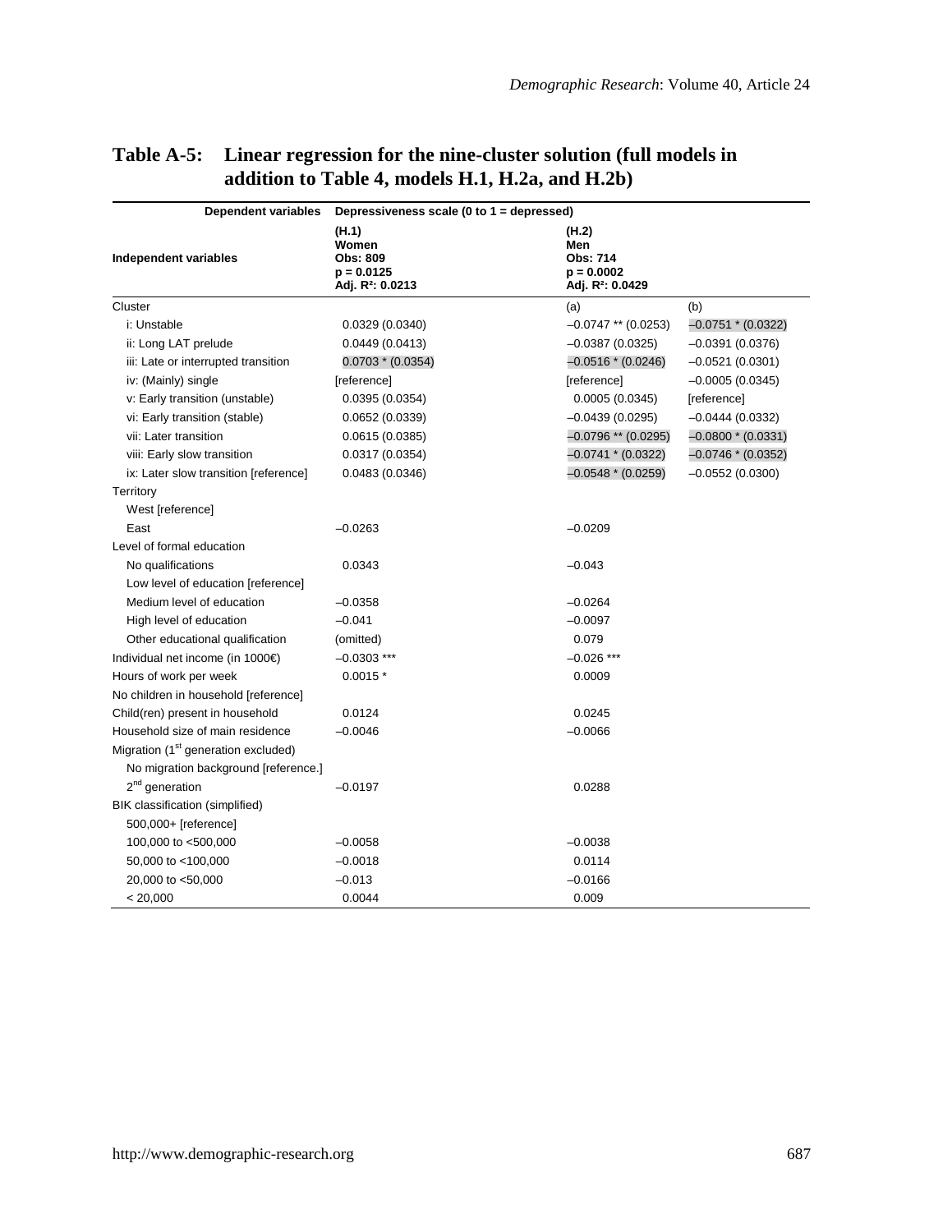## Table A-5: Linear regression for the nine-cluster solution (full models in addition to Table 4, models H.1, H.2a, and H.2b)

| Dependent variables | Depressiveness scale (0 to 1 = depressed) | | |
|---|---|---|---|
| Independent variables | (H.1) Women Obs: 809 p = 0.0125 Adj. $R^2$: 0.0213 | (H.2) Men Obs: 714 p = 0.0002 Adj. $R^2$: 0.0429 | |
| Cluster | | (a) | (b) |
| i: Unstable | 0.0329 (0.0340) | –0.0747 ** (0.0253) | –0.0751 * (0.0322) |
| ii: Long LAT prelude | 0.0449 (0.0413) | –0.0387 (0.0325) | –0.0391 (0.0376) |
| iii: Late or interrupted transition | 0.0703 * (0.0354) | –0.0516 * (0.0246) | –0.0521 (0.0301) |
| iv: (Mainly) single | [reference] | [reference] | –0.0005 (0.0345) |
| v: Early transition (unstable) | 0.0395 (0.0354) | 0.0005 (0.0345) | [reference] |
| vi: Early transition (stable) | 0.0652 (0.0339) | –0.0439 (0.0295) | –0.0444 (0.0332) |
| vii: Later transition | 0.0615 (0.0385) | –0.0796 ** (0.0295) | –0.0800 * (0.0331) |
| viii: Early slow transition | 0.0317 (0.0354) | –0.0741 * (0.0322) | –0.0746 * (0.0352) |
| ix: Later slow transition [reference] | 0.0483 (0.0346) | –0.0548 * (0.0259) | –0.0552 (0.0300) |
| Territory | | | |
| West [reference] | | | |
| East | –0.0263 | –0.0209 | |
| Level of formal education | | | |
| No qualifications | 0.0343 | –0.043 | |
| Low level of education [reference] | | | |
| Medium level of education | –0.0358 | –0.0264 | |
| High level of education | –0.041 | –0.0097 | |
| Other educational qualification | (omitted) | 0.079 | |
| Individual net income (in 1000€) | –0.0303 *** | –0.026 *** | |
| Hours of work per week | 0.0015 * | 0.0009 | |
| No children in household [reference] | | | |
| Child(ren) present in household | 0.0124 | 0.0245 | |
| Household size of main residence | –0.0046 | –0.0066 | |
| Migration (1st generation excluded) | | | |
| No migration background [reference.] | | | |
| 2nd generation | –0.0197 | 0.0288 | |
| BIK classification (simplified) | | | |
| 500,000+ [reference] | | | |
| 100,000 to <500,000 | –0.0058 | –0.0038 | |
| 50,000 to <100,000 | –0.0018 | 0.0114 | |
| 20,000 to <50,000 | –0.013 | –0.0166 | |
| < 20,000 | 0.0044 | 0.009 | |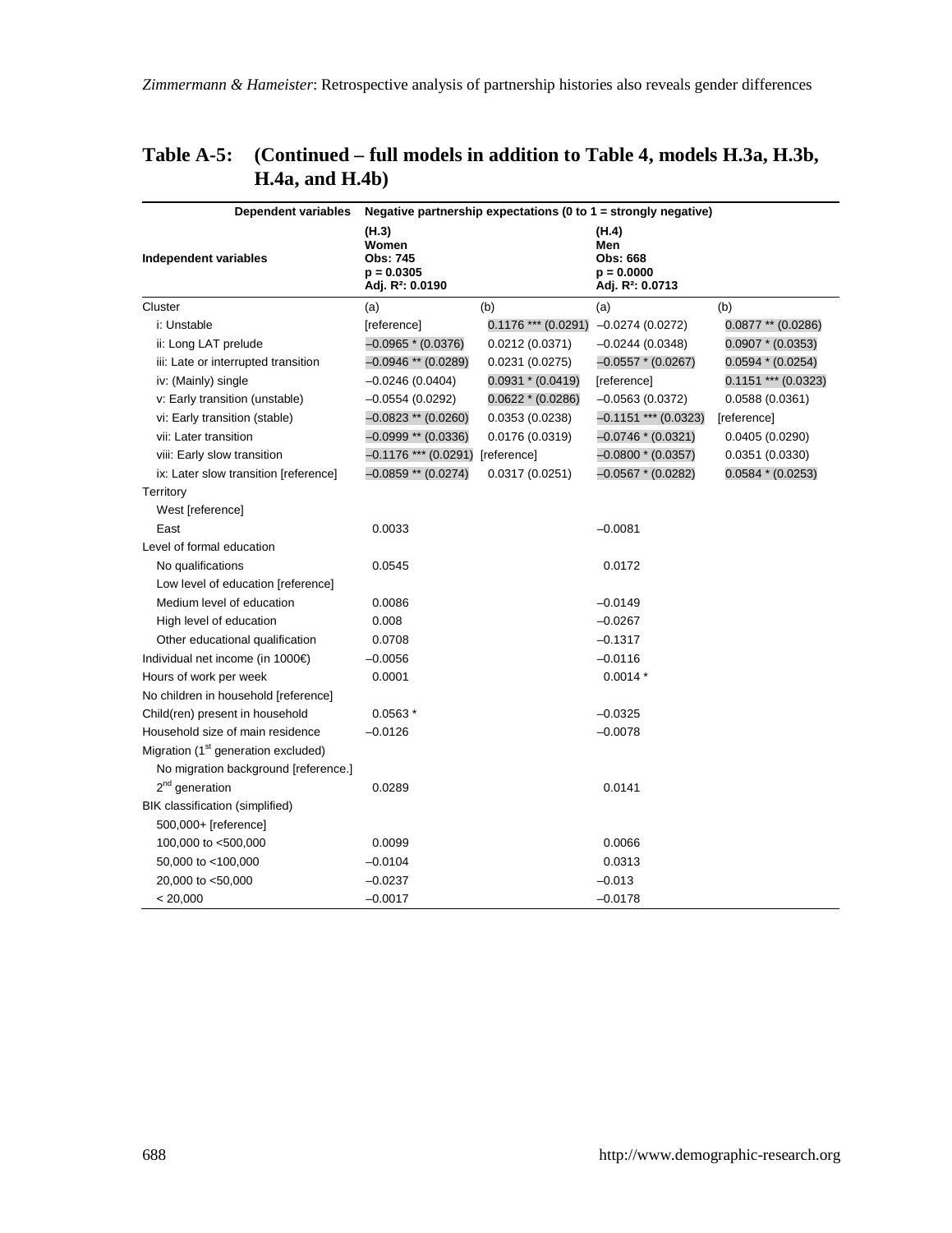## Table A-5: (Continued – full models in addition to Table 4, models H.3a, H.3b, H.4a, and H.4b)

| Dependent variables | Negative partnership expectations (0 to 1 = strongly negative) | | | |
|---|---|---|---|---|
| **Independent variables** | **(H.3) Women Obs: 745 p = 0.0305 Adj. $R^2$: 0.0190** | | **(H.4) Men Obs: 668 p = 0.0000 Adj. $R^2$: 0.0713** | |
| Cluster | (a) | (b) | (a) | (b) |
| i: Unstable | [reference] | 0.1176 *** (0.0291) | –0.0274 (0.0272) | 0.0877 ** (0.0286) |
| ii: Long LAT prelude | –0.0965 * (0.0376) | 0.0212 (0.0371) | –0.0244 (0.0348) | 0.0907 * (0.0353) |
| iii: Late or interrupted transition | –0.0946 ** (0.0289) | 0.0231 (0.0275) | –0.0557 * (0.0267) | 0.0594 * (0.0254) |
| iv: (Mainly) single | –0.0246 (0.0404) | 0.0931 * (0.0419) | [reference] | 0.1151 *** (0.0323) |
| v: Early transition (unstable) | –0.0554 (0.0292) | 0.0622 * (0.0286) | –0.0563 (0.0372) | 0.0588 (0.0361) |
| vi: Early transition (stable) | –0.0823 ** (0.0260) | 0.0353 (0.0238) | –0.1151 *** (0.0323) | [reference] |
| vii: Later transition | –0.0999 ** (0.0336) | 0.0176 (0.0319) | –0.0746 * (0.0321) | 0.0405 (0.0290) |
| viii: Early slow transition | –0.1176 *** (0.0291) | [reference] | –0.0800 * (0.0357) | 0.0351 (0.0330) |
| ix: Later slow transition [reference] | –0.0859 ** (0.0274) | 0.0317 (0.0251) | –0.0567 * (0.0282) | 0.0584 * (0.0253) |
| Territory | | | | |
| West [reference] | | | | |
| East | 0.0033 | | –0.0081 | |
| Level of formal education | | | | |
| No qualifications | 0.0545 | | 0.0172 | |
| Low level of education [reference] | | | | |
| Medium level of education | 0.0086 | | –0.0149 | |
| High level of education | 0.008 | | –0.0267 | |
| Other educational qualification | 0.0708 | | –0.1317 | |
| Individual net income (in 1000€) | –0.0056 | | –0.0116 | |
| Hours of work per week | 0.0001 | | 0.0014 * | |
| No children in household [reference] | | | | |
| Child(ren) present in household | 0.0563 * | | –0.0325 | |
| Household size of main residence | –0.0126 | | –0.0078 | |
| Migration (1st generation excluded) | | | | |
| No migration background [reference.] | | | | |
| 2nd generation | 0.0289 | | 0.0141 | |
| BIK classification (simplified) | | | | |
| 500,000+ [reference] | | | | |
| 100,000 to <500,000 | 0.0099 | | 0.0066 | |
| 50,000 to <100,000 | –0.0104 | | 0.0313 | |
| 20,000 to <50,000 | –0.0237 | | –0.013 | |
| < 20,000 | –0.0017 | | –0.0178 | |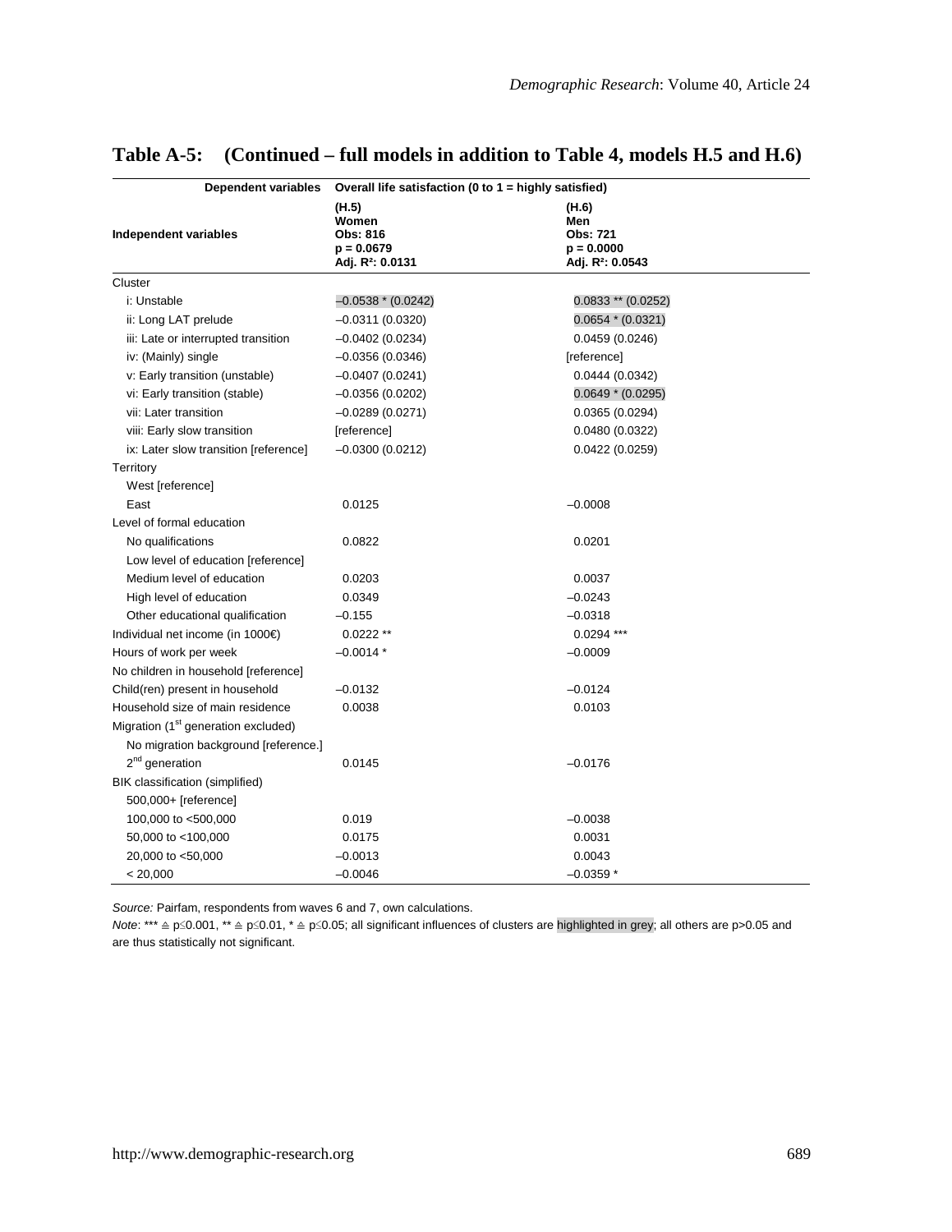# Table A-5: (Continued – full models in addition to Table 4, models H.5 and H.6)

| Dependent variables | Overall life satisfaction (0 to 1 = highly satisfied) | |
|---|---|---|
| Independent variables | (H.5) Women Obs: 816 p = 0.0679 Adj. $R^2$: 0.0131 | (H.6) Men Obs: 721 p = 0.0000 Adj. $R^2$: 0.0543 |
| Cluster | | |
| i: Unstable | –0.0538 * (0.0242) | 0.0833 ** (0.0252) |
| ii: Long LAT prelude | –0.0311 (0.0320) | 0.0654 * (0.0321) |
| iii: Late or interrupted transition | –0.0402 (0.0234) | 0.0459 (0.0246) |
| iv: (Mainly) single | –0.0356 (0.0346) | [reference] |
| v: Early transition (unstable) | –0.0407 (0.0241) | 0.0444 (0.0342) |
| vi: Early transition (stable) | –0.0356 (0.0202) | 0.0649 * (0.0295) |
| vii: Later transition | –0.0289 (0.0271) | 0.0365 (0.0294) |
| viii: Early slow transition | [reference] | 0.0480 (0.0322) |
| ix: Later slow transition [reference] | –0.0300 (0.0212) | 0.0422 (0.0259) |
| Territory | | |
| West [reference] | | |
| East | 0.0125 | –0.0008 |
| Level of formal education | | |
| No qualifications | 0.0822 | 0.0201 |
| Low level of education [reference] | | |
| Medium level of education | 0.0203 | 0.0037 |
| High level of education | 0.0349 | –0.0243 |
| Other educational qualification | –0.155 | –0.0318 |
| Individual net income (in 1000€) | 0.0222 ** | 0.0294 *** |
| Hours of work per week | –0.0014 * | –0.0009 |
| No children in household [reference] | | |
| Child(ren) present in household | –0.0132 | –0.0124 |
| Household size of main residence | 0.0038 | 0.0103 |
| Migration (1st generation excluded) | | |
| No migration background [reference.] | | |
| 2nd generation | 0.0145 | –0.0176 |
| BIK classification (simplified) | | |
| 500,000+ [reference] | | |
| 100,000 to <500,000 | 0.019 | –0.0038 |
| 50,000 to <100,000 | 0.0175 | 0.0031 |
| 20,000 to <50,000 | –0.0013 | 0.0043 |
| < 20,000 | –0.0046 | –0.0359 * |

*Source:* Pairfam, respondents from waves 6 and 7, own calculations.

*Note*: *** ≙ p≤0.001, ** ≙ p≤0.01, * ≙ p≤0.05; all significant influences of clusters are highlighted in grey; all others are p>0.05 and are thus statistically not significant.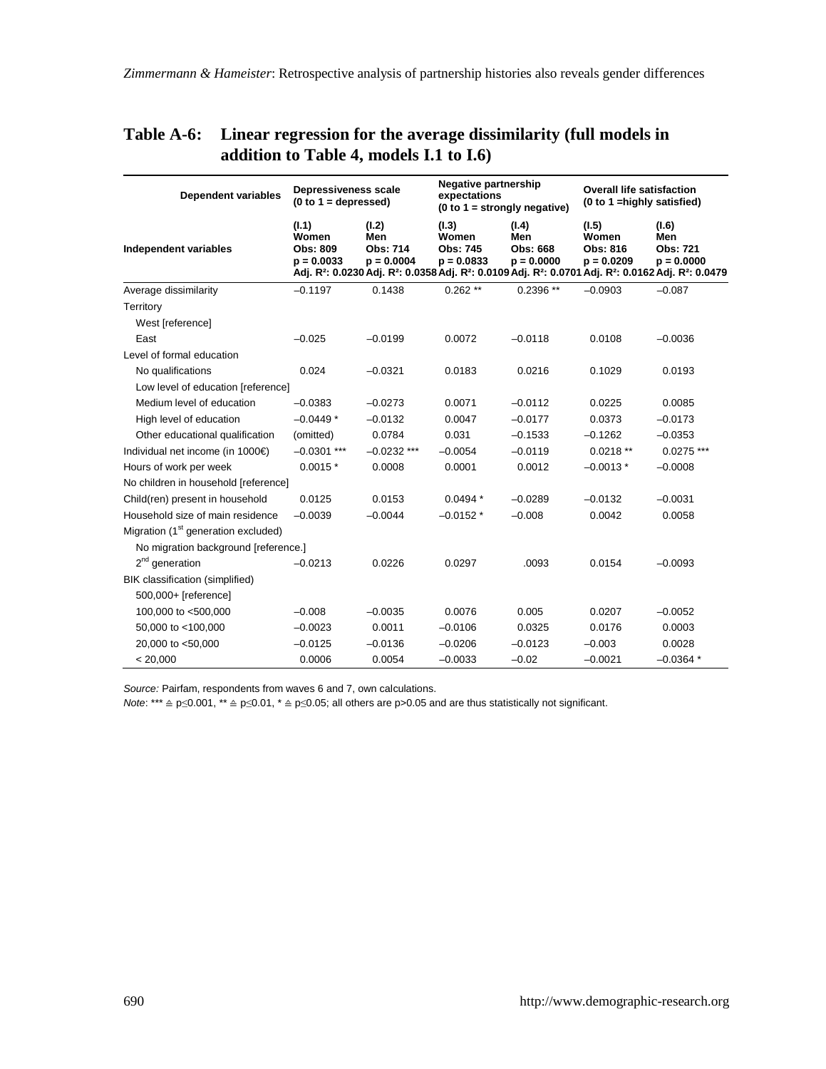## Table A-6: Linear regression for the average dissimilarity (full models in addition to Table 4, models I.1 to I.6)

| Dependent variables | Depressiveness scale (0 to 1 = depressed) | | Negative partnership expectations (0 to 1 = strongly negative) | | Overall life satisfaction (0 to 1 =highly satisfied) | |
|---|---|---|---|---|---|---|
| Independent variables | (I.1) Women Obs: 809 p = 0.0033 Adj. $R^2$: 0.0230 | (I.2) Men Obs: 714 p = 0.0004 Adj. $R^2$: 0.0358 | (I.3) Women Obs: 745 p = 0.0833 Adj. $R^2$: 0.0109 | (I.4) Men Obs: 668 p = 0.0000 Adj. $R^2$: 0.0701 | (I.5) Women Obs: 816 p = 0.0209 Adj. $R^2$: 0.0162 | (I.6) Men Obs: 721 p = 0.0000 Adj. $R^2$: 0.0479 |
| Average dissimilarity | –0.1197 | 0.1438 | 0.262 ** | 0.2396 ** | –0.0903 | –0.087 |
| Territory | | | | | | |
| West [reference] | | | | | | |
| East | –0.025 | –0.0199 | 0.0072 | –0.0118 | 0.0108 | –0.0036 |
| Level of formal education | | | | | | |
| No qualifications | 0.024 | –0.0321 | 0.0183 | 0.0216 | 0.1029 | 0.0193 |
| Low level of education [reference] | | | | | | |
| Medium level of education | –0.0383 | –0.0273 | 0.0071 | –0.0112 | 0.0225 | 0.0085 |
| High level of education | –0.0449 * | –0.0132 | 0.0047 | –0.0177 | 0.0373 | –0.0173 |
| Other educational qualification | (omitted) | 0.0784 | 0.031 | –0.1533 | –0.1262 | –0.0353 |
| Individual net income (in 1000€) | –0.0301 *** | –0.0232 *** | –0.0054 | –0.0119 | 0.0218 ** | 0.0275 *** |
| Hours of work per week | 0.0015 * | 0.0008 | 0.0001 | 0.0012 | –0.0013 * | –0.0008 |
| No children in household [reference] | | | | | | |
| Child(ren) present in household | 0.0125 | 0.0153 | 0.0494 * | –0.0289 | –0.0132 | –0.0031 |
| Household size of main residence | –0.0039 | –0.0044 | –0.0152 * | –0.008 | 0.0042 | 0.0058 |
| Migration (1st generation excluded) | | | | | | |
| No migration background [reference.] | | | | | | |
| 2nd generation | –0.0213 | 0.0226 | 0.0297 | .0093 | 0.0154 | –0.0093 |
| BIK classification (simplified) | | | | | | |
| 500,000+ [reference] | | | | | | |
| 100,000 to <500,000 | –0.008 | –0.0035 | 0.0076 | 0.005 | 0.0207 | –0.0052 |
| 50,000 to <100,000 | –0.0023 | 0.0011 | –0.0106 | 0.0325 | 0.0176 | 0.0003 |
| 20,000 to <50,000 | –0.0125 | –0.0136 | –0.0206 | –0.0123 | –0.003 | 0.0028 |
| < 20,000 | 0.0006 | 0.0054 | –0.0033 | –0.02 | –0.0021 | –0.0364 * |

*Source:* Pairfam, respondents from waves 6 and 7, own calculations.

*Note*: *** ≙ $p \leq 0.001$, ** ≙ $p \leq 0.01$, * ≙ $p \leq 0.05$; all others are $p > 0.05$ and are thus statistically not significant.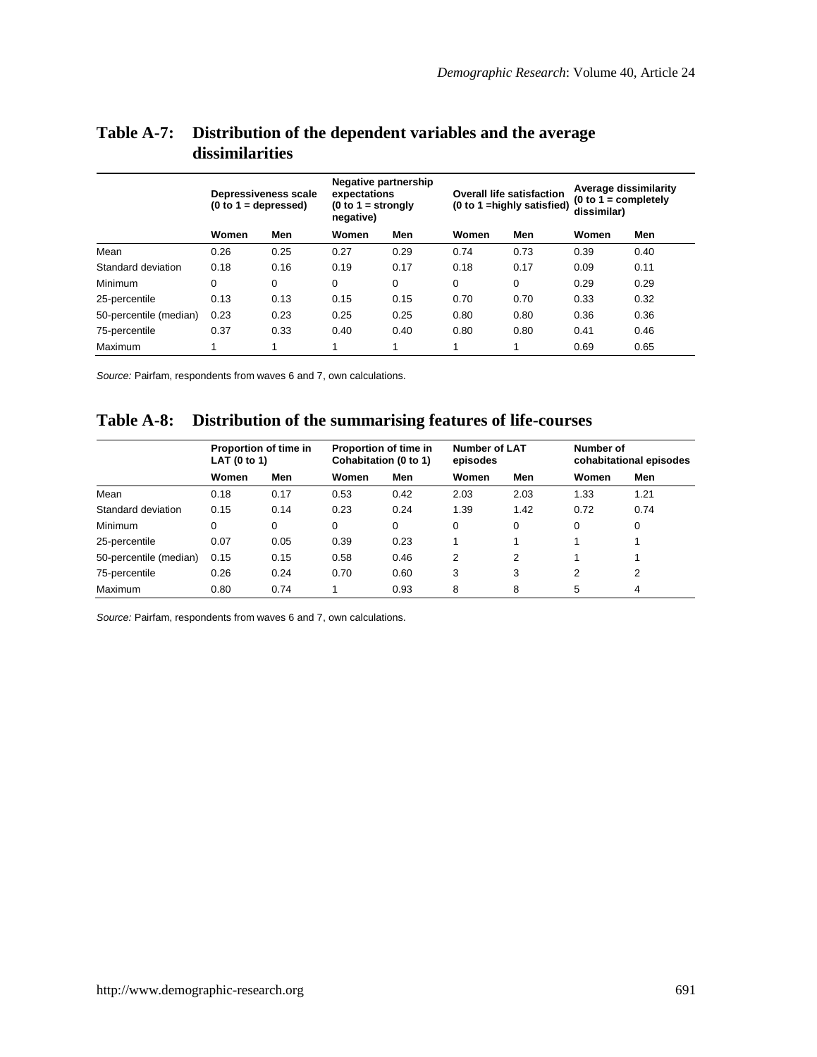## Table A-7: Distribution of the dependent variables and the average dissimilarities

| | Depressiveness scale (0 to 1 = depressed) | | Negative partnership expectations (0 to 1 = strongly negative) | | Overall life satisfaction (0 to 1 =highly satisfied) | | Average dissimilarity (0 to 1 = completely dissimilar) | |
|---|---|---|---|---|---|---|---|---|
| | Women | Men | Women | Men | Women | Men | Women | Men |
| Mean | 0.26 | 0.25 | 0.27 | 0.29 | 0.74 | 0.73 | 0.39 | 0.40 |
| Standard deviation | 0.18 | 0.16 | 0.19 | 0.17 | 0.18 | 0.17 | 0.09 | 0.11 |
| Minimum | 0 | 0 | 0 | 0 | 0 | 0 | 0.29 | 0.29 |
| 25-percentile | 0.13 | 0.13 | 0.15 | 0.15 | 0.70 | 0.70 | 0.33 | 0.32 |
| 50-percentile (median) | 0.23 | 0.23 | 0.25 | 0.25 | 0.80 | 0.80 | 0.36 | 0.36 |
| 75-percentile | 0.37 | 0.33 | 0.40 | 0.40 | 0.80 | 0.80 | 0.41 | 0.46 |
| Maximum | 1 | 1 | 1 | 1 | 1 | 1 | 0.69 | 0.65 |

*Source:* Pairfam, respondents from waves 6 and 7, own calculations.

## Table A-8: Distribution of the summarising features of life-courses

| | Proportion of time in LAT (0 to 1) | | Proportion of time in Cohabitation (0 to 1) | | Number of LAT episodes | | Number of cohabitational episodes | |
|---|---|---|---|---|---|---|---|---|
| | Women | Men | Women | Men | Women | Men | Women | Men |
| Mean | 0.18 | 0.17 | 0.53 | 0.42 | 2.03 | 2.03 | 1.33 | 1.21 |
| Standard deviation | 0.15 | 0.14 | 0.23 | 0.24 | 1.39 | 1.42 | 0.72 | 0.74 |
| Minimum | 0 | 0 | 0 | 0 | 0 | 0 | 0 | 0 |
| 25-percentile | 0.07 | 0.05 | 0.39 | 0.23 | 1 | 1 | 1 | 1 |
| 50-percentile (median) | 0.15 | 0.15 | 0.58 | 0.46 | 2 | 2 | 1 | 1 |
| 75-percentile | 0.26 | 0.24 | 0.70 | 0.60 | 3 | 3 | 2 | 2 |
| Maximum | 0.80 | 0.74 | 1 | 0.93 | 8 | 8 | 5 | 4 |

*Source:* Pairfam, respondents from waves 6 and 7, own calculations.